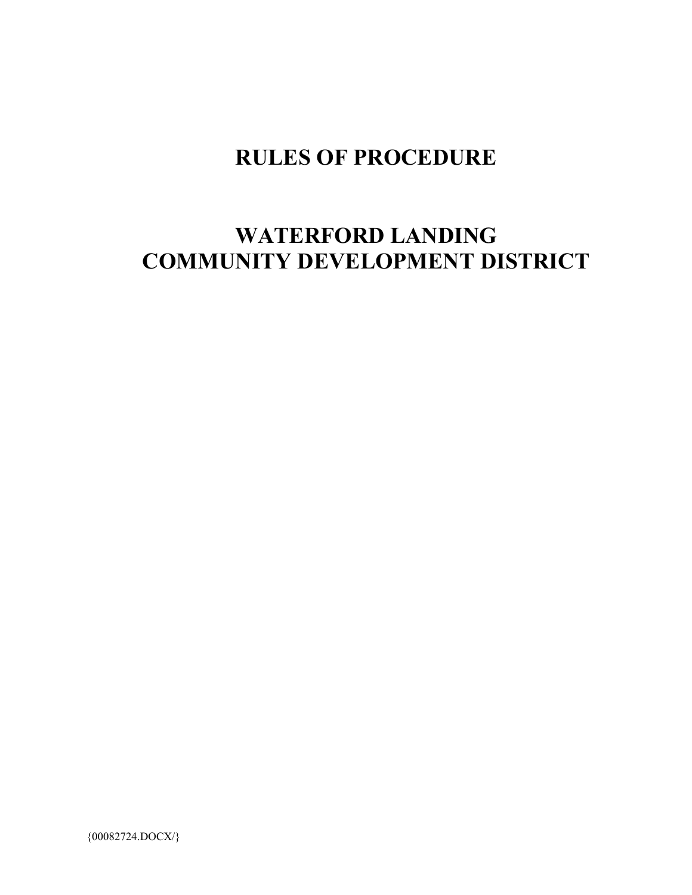# RULES OF PROCEDURE

# WATERFORD LANDING COMMUNITY DEVELOPMENT DISTRICT

{00082724.DOCX/}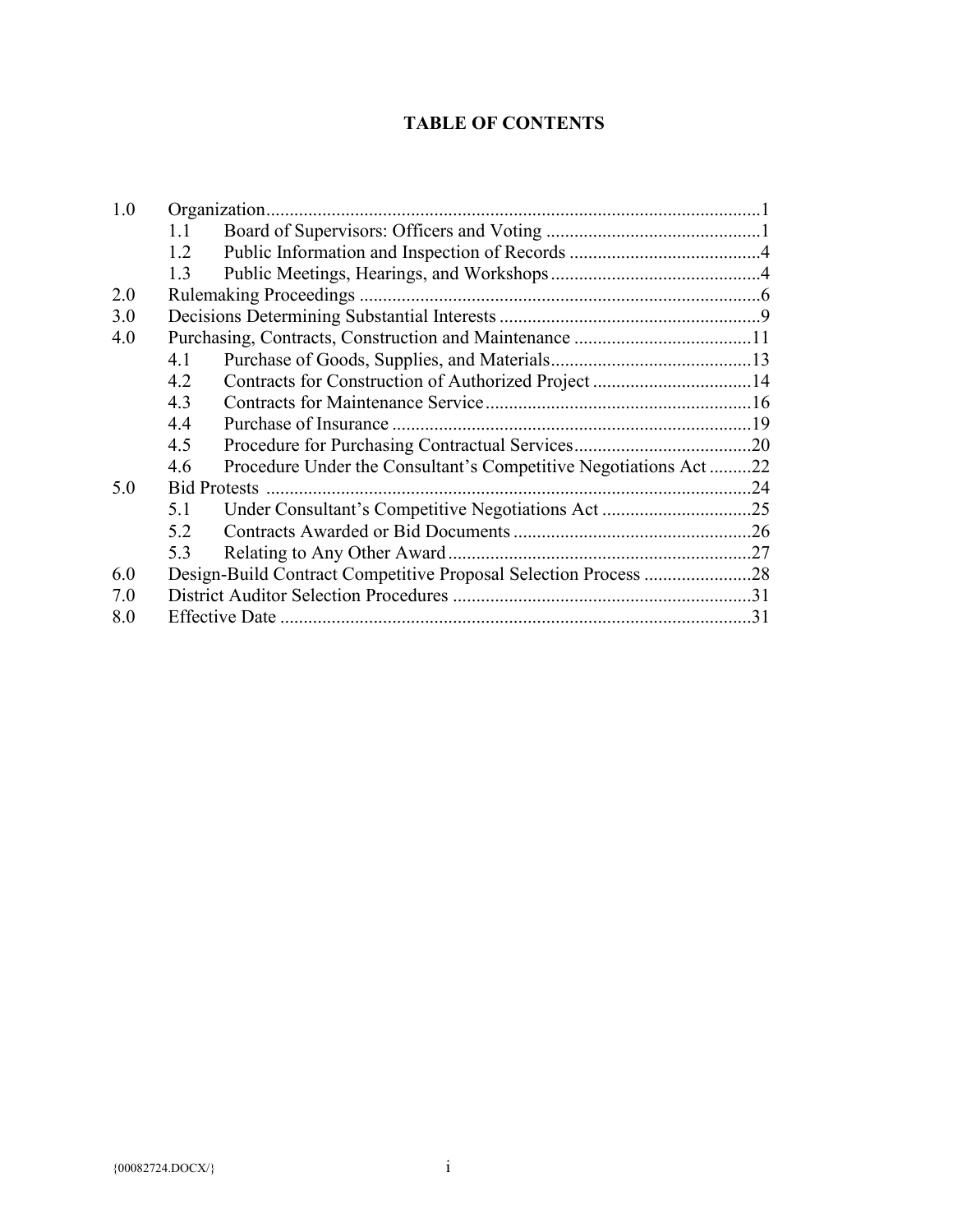# TABLE OF CONTENTS

| | | | |
|---|---|---|---|
| 1.0 | Organization | | 1 |
| | 1.1 | Board of Supervisors: Officers and Voting | 1 |
| | 1.2 | Public Information and Inspection of Records | 4 |
| | 1.3 | Public Meetings, Hearings, and Workshops | 4 |
| 2.0 | Rulemaking Proceedings | | 6 |
| 3.0 | Decisions Determining Substantial Interests | | 9 |
| 4.0 | Purchasing, Contracts, Construction and Maintenance | | 11 |
| | 4.1 | Purchase of Goods, Supplies, and Materials | 13 |
| | 4.2 | Contracts for Construction of Authorized Project | 14 |
| | 4.3 | Contracts for Maintenance Service | 16 |
| | 4.4 | Purchase of Insurance | 19 |
| | 4.5 | Procedure for Purchasing Contractual Services | 20 |
| | 4.6 | Procedure Under the Consultant's Competitive Negotiations Act | 22 |
| 5.0 | Bid Protests | | 24 |
| | 5.1 | Under Consultant's Competitive Negotiations Act | 25 |
| | 5.2 | Contracts Awarded or Bid Documents | 26 |
| | 5.3 | Relating to Any Other Award | 27 |
| 6.0 | Design-Build Contract Competitive Proposal Selection Process | | 28 |
| 7.0 | District Auditor Selection Procedures | | 31 |
| 8.0 | Effective Date | | 31 |

{00082724.DOCX/}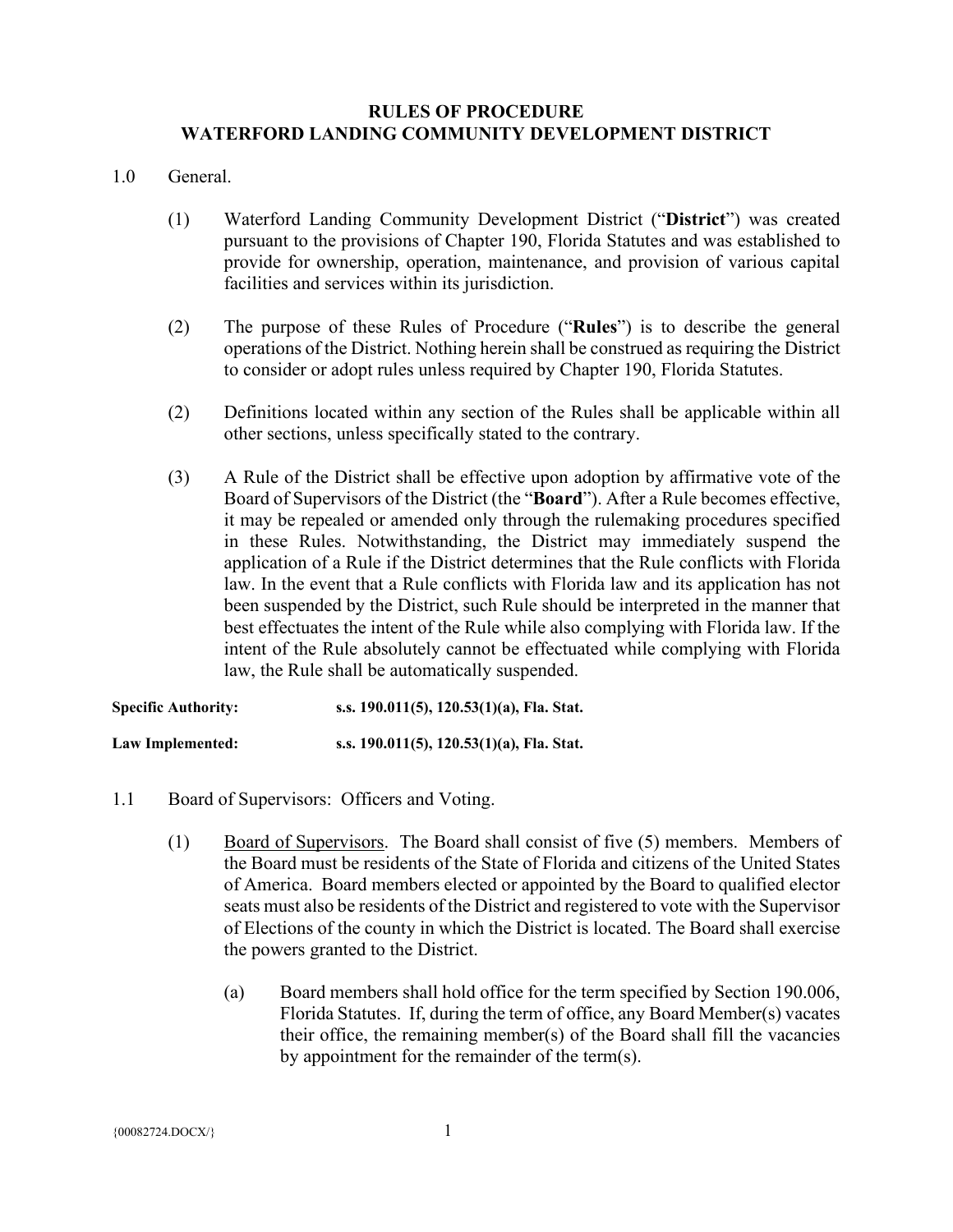# RULES OF PROCEDURE
# WATERFORD LANDING COMMUNITY DEVELOPMENT DISTRICT

1.0 General.

(1) Waterford Landing Community Development District ("**District**") was created pursuant to the provisions of Chapter 190, Florida Statutes and was established to provide for ownership, operation, maintenance, and provision of various capital facilities and services within its jurisdiction.

(2) The purpose of these Rules of Procedure ("**Rules**") is to describe the general operations of the District. Nothing herein shall be construed as requiring the District to consider or adopt rules unless required by Chapter 190, Florida Statutes.

(2) Definitions located within any section of the Rules shall be applicable within all other sections, unless specifically stated to the contrary.

(3) A Rule of the District shall be effective upon adoption by affirmative vote of the Board of Supervisors of the District (the "**Board**"). After a Rule becomes effective, it may be repealed or amended only through the rulemaking procedures specified in these Rules. Notwithstanding, the District may immediately suspend the application of a Rule if the District determines that the Rule conflicts with Florida law. In the event that a Rule conflicts with Florida law and its application has not been suspended by the District, such Rule should be interpreted in the manner that best effectuates the intent of the Rule while also complying with Florida law. If the intent of the Rule absolutely cannot be effectuated while complying with Florida law, the Rule shall be automatically suspended.

**Specific Authority:** **s.s. 190.011(5), 120.53(1)(a), Fla. Stat.**

**Law Implemented:** **s.s. 190.011(5), 120.53(1)(a), Fla. Stat.**

1.1 Board of Supervisors: Officers and Voting.

(1) Board of Supervisors. The Board shall consist of five (5) members. Members of the Board must be residents of the State of Florida and citizens of the United States of America. Board members elected or appointed by the Board to qualified elector seats must also be residents of the District and registered to vote with the Supervisor of Elections of the county in which the District is located. The Board shall exercise the powers granted to the District.

(a) Board members shall hold office for the term specified by Section 190.006, Florida Statutes. If, during the term of office, any Board Member(s) vacates their office, the remaining member(s) of the Board shall fill the vacancies by appointment for the remainder of the term(s).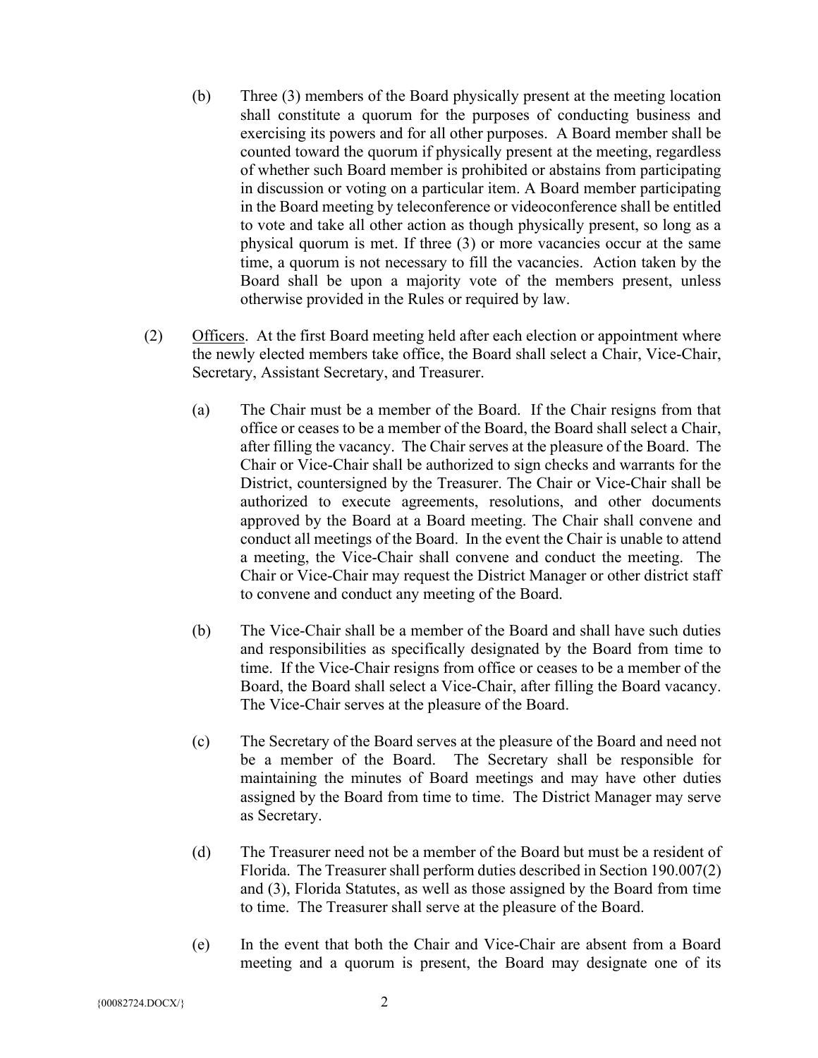(b) Three (3) members of the Board physically present at the meeting location shall constitute a quorum for the purposes of conducting business and exercising its powers and for all other purposes. A Board member shall be counted toward the quorum if physically present at the meeting, regardless of whether such Board member is prohibited or abstains from participating in discussion or voting on a particular item. A Board member participating in the Board meeting by teleconference or videoconference shall be entitled to vote and take all other action as though physically present, so long as a physical quorum is met. If three (3) or more vacancies occur at the same time, a quorum is not necessary to fill the vacancies. Action taken by the Board shall be upon a majority vote of the members present, unless otherwise provided in the Rules or required by law.

(2) Officers. At the first Board meeting held after each election or appointment where the newly elected members take office, the Board shall select a Chair, Vice-Chair, Secretary, Assistant Secretary, and Treasurer.

(a) The Chair must be a member of the Board. If the Chair resigns from that office or ceases to be a member of the Board, the Board shall select a Chair, after filling the vacancy. The Chair serves at the pleasure of the Board. The Chair or Vice-Chair shall be authorized to sign checks and warrants for the District, countersigned by the Treasurer. The Chair or Vice-Chair shall be authorized to execute agreements, resolutions, and other documents approved by the Board at a Board meeting. The Chair shall convene and conduct all meetings of the Board. In the event the Chair is unable to attend a meeting, the Vice-Chair shall convene and conduct the meeting. The Chair or Vice-Chair may request the District Manager or other district staff to convene and conduct any meeting of the Board.

(b) The Vice-Chair shall be a member of the Board and shall have such duties and responsibilities as specifically designated by the Board from time to time. If the Vice-Chair resigns from office or ceases to be a member of the Board, the Board shall select a Vice-Chair, after filling the Board vacancy. The Vice-Chair serves at the pleasure of the Board.

(c) The Secretary of the Board serves at the pleasure of the Board and need not be a member of the Board. The Secretary shall be responsible for maintaining the minutes of Board meetings and may have other duties assigned by the Board from time to time. The District Manager may serve as Secretary.

(d) The Treasurer need not be a member of the Board but must be a resident of Florida. The Treasurer shall perform duties described in Section 190.007(2) and (3), Florida Statutes, as well as those assigned by the Board from time to time. The Treasurer shall serve at the pleasure of the Board.

(e) In the event that both the Chair and Vice-Chair are absent from a Board meeting and a quorum is present, the Board may designate one of its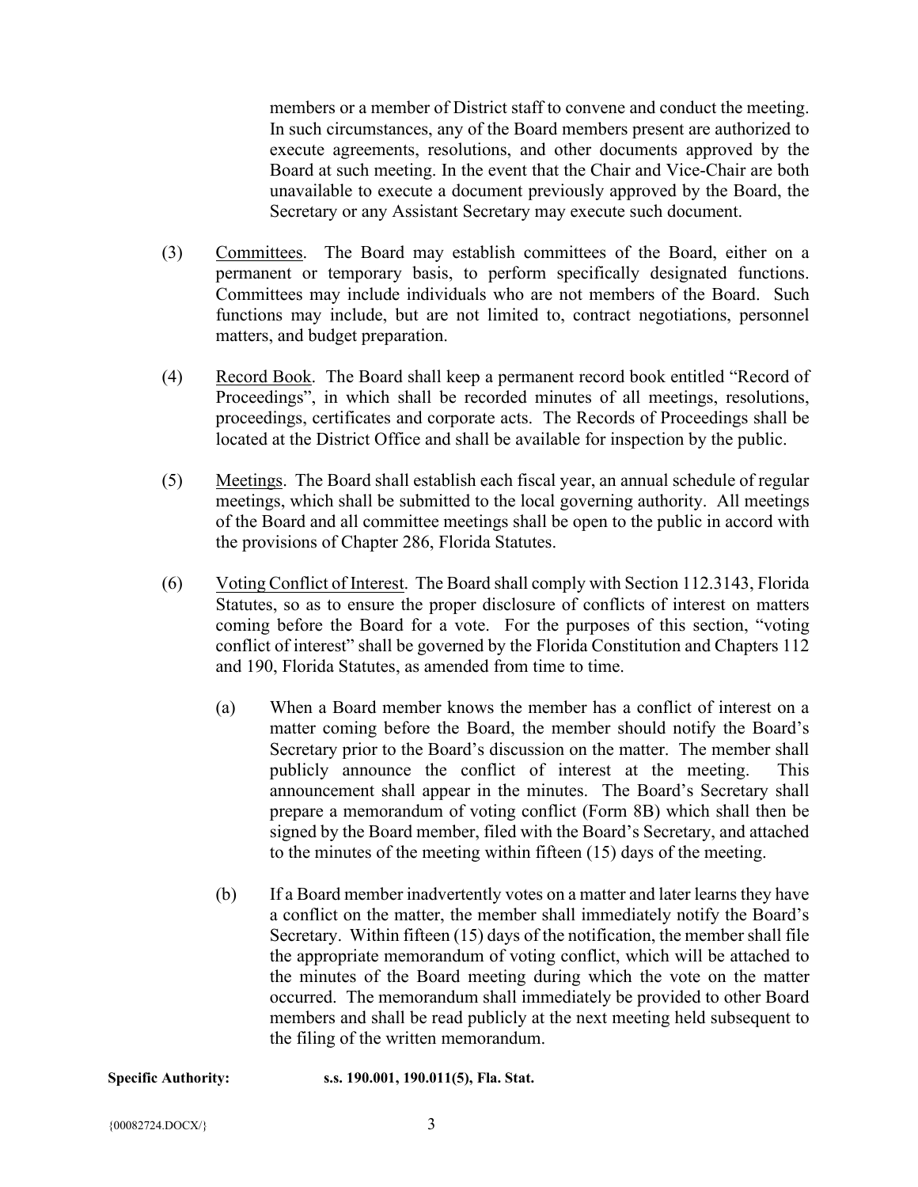members or a member of District staff to convene and conduct the meeting. In such circumstances, any of the Board members present are authorized to execute agreements, resolutions, and other documents approved by the Board at such meeting. In the event that the Chair and Vice-Chair are both unavailable to execute a document previously approved by the Board, the Secretary or any Assistant Secretary may execute such document.

(3) Committees. The Board may establish committees of the Board, either on a permanent or temporary basis, to perform specifically designated functions. Committees may include individuals who are not members of the Board. Such functions may include, but are not limited to, contract negotiations, personnel matters, and budget preparation.

(4) Record Book. The Board shall keep a permanent record book entitled "Record of Proceedings", in which shall be recorded minutes of all meetings, resolutions, proceedings, certificates and corporate acts. The Records of Proceedings shall be located at the District Office and shall be available for inspection by the public.

(5) Meetings. The Board shall establish each fiscal year, an annual schedule of regular meetings, which shall be submitted to the local governing authority. All meetings of the Board and all committee meetings shall be open to the public in accord with the provisions of Chapter 286, Florida Statutes.

(6) Voting Conflict of Interest. The Board shall comply with Section 112.3143, Florida Statutes, so as to ensure the proper disclosure of conflicts of interest on matters coming before the Board for a vote. For the purposes of this section, "voting conflict of interest" shall be governed by the Florida Constitution and Chapters 112 and 190, Florida Statutes, as amended from time to time.

(a) When a Board member knows the member has a conflict of interest on a matter coming before the Board, the member should notify the Board's Secretary prior to the Board's discussion on the matter. The member shall publicly announce the conflict of interest at the meeting. This announcement shall appear in the minutes. The Board's Secretary shall prepare a memorandum of voting conflict (Form 8B) which shall then be signed by the Board member, filed with the Board's Secretary, and attached to the minutes of the meeting within fifteen (15) days of the meeting.

(b) If a Board member inadvertently votes on a matter and later learns they have a conflict on the matter, the member shall immediately notify the Board's Secretary. Within fifteen (15) days of the notification, the member shall file the appropriate memorandum of voting conflict, which will be attached to the minutes of the Board meeting during which the vote on the matter occurred. The memorandum shall immediately be provided to other Board members and shall be read publicly at the next meeting held subsequent to the filing of the written memorandum.

**Specific Authority: s.s. 190.001, 190.011(5), Fla. Stat.**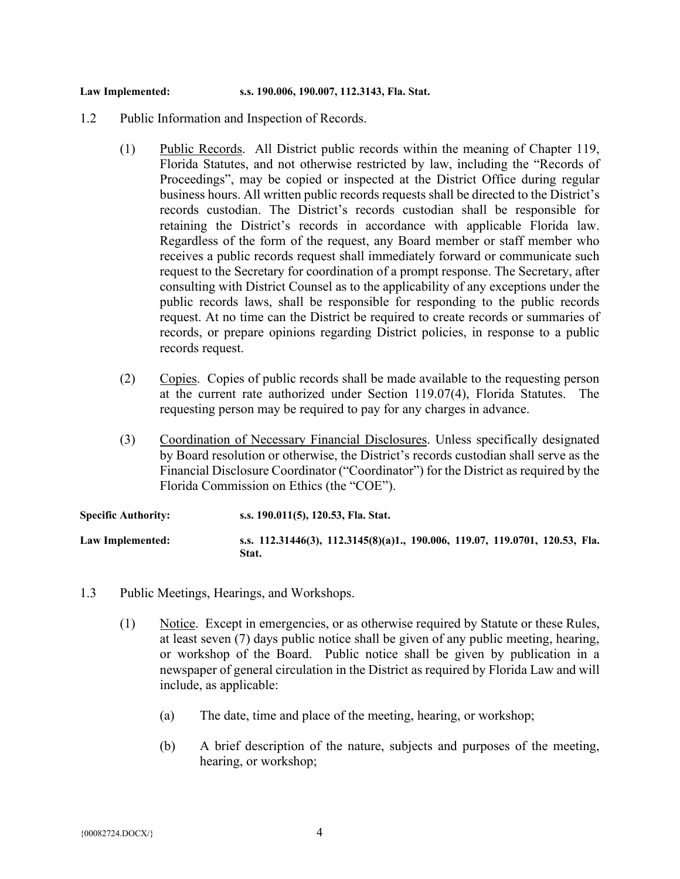**Law Implemented:** **s.s. 190.006, 190.007, 112.3143, Fla. Stat.**

1.2 Public Information and Inspection of Records.

(1) Public Records. All District public records within the meaning of Chapter 119, Florida Statutes, and not otherwise restricted by law, including the "Records of Proceedings", may be copied or inspected at the District Office during regular business hours. All written public records requests shall be directed to the District's records custodian. The District's records custodian shall be responsible for retaining the District's records in accordance with applicable Florida law. Regardless of the form of the request, any Board member or staff member who receives a public records request shall immediately forward or communicate such request to the Secretary for coordination of a prompt response. The Secretary, after consulting with District Counsel as to the applicability of any exceptions under the public records laws, shall be responsible for responding to the public records request. At no time can the District be required to create records or summaries of records, or prepare opinions regarding District policies, in response to a public records request.

(2) Copies. Copies of public records shall be made available to the requesting person at the current rate authorized under Section 119.07(4), Florida Statutes. The requesting person may be required to pay for any charges in advance.

(3) Coordination of Necessary Financial Disclosures. Unless specifically designated by Board resolution or otherwise, the District's records custodian shall serve as the Financial Disclosure Coordinator ("Coordinator") for the District as required by the Florida Commission on Ethics (the "COE").

**Specific Authority:** **s.s. 190.011(5), 120.53, Fla. Stat.**

**Law Implemented:** **s.s. 112.31446(3), 112.3145(8)(a)1., 190.006, 119.07, 119.0701, 120.53, Fla. Stat.**

1.3 Public Meetings, Hearings, and Workshops.

(1) Notice. Except in emergencies, or as otherwise required by Statute or these Rules, at least seven (7) days public notice shall be given of any public meeting, hearing, or workshop of the Board. Public notice shall be given by publication in a newspaper of general circulation in the District as required by Florida Law and will include, as applicable:

(a) The date, time and place of the meeting, hearing, or workshop;

(b) A brief description of the nature, subjects and purposes of the meeting, hearing, or workshop;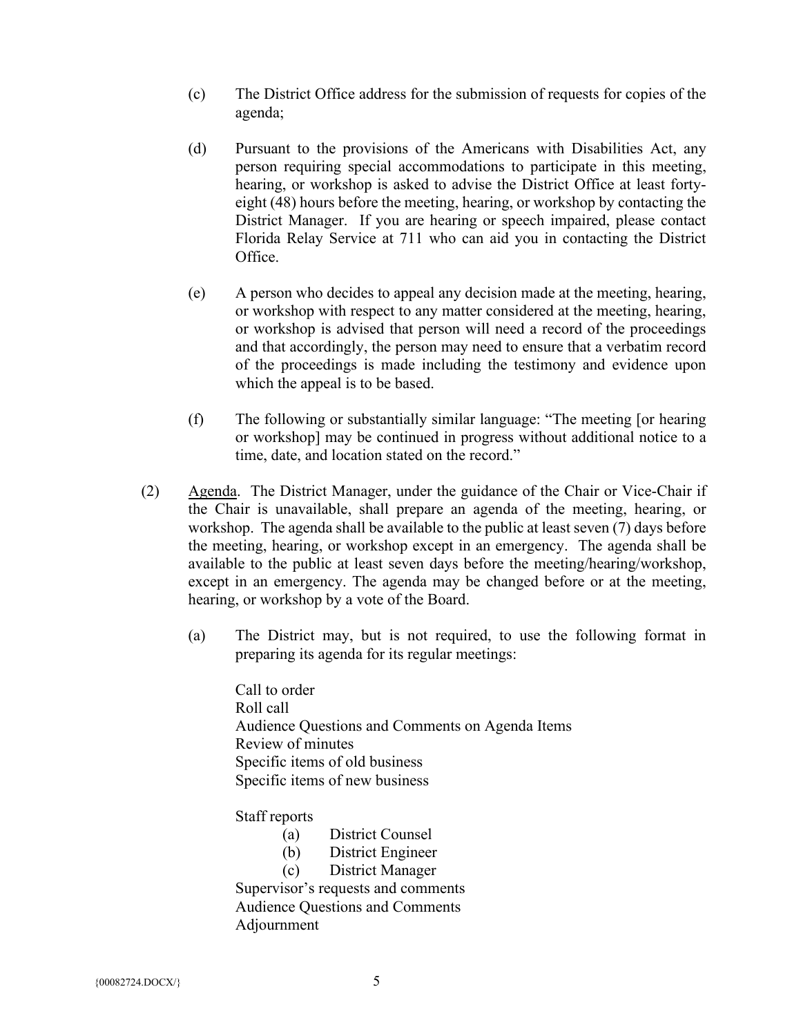(c) The District Office address for the submission of requests for copies of the agenda;

(d) Pursuant to the provisions of the Americans with Disabilities Act, any person requiring special accommodations to participate in this meeting, hearing, or workshop is asked to advise the District Office at least forty-eight (48) hours before the meeting, hearing, or workshop by contacting the District Manager. If you are hearing or speech impaired, please contact Florida Relay Service at 711 who can aid you in contacting the District Office.

(e) A person who decides to appeal any decision made at the meeting, hearing, or workshop with respect to any matter considered at the meeting, hearing, or workshop is advised that person will need a record of the proceedings and that accordingly, the person may need to ensure that a verbatim record of the proceedings is made including the testimony and evidence upon which the appeal is to be based.

(f) The following or substantially similar language: "The meeting [or hearing or workshop] may be continued in progress without additional notice to a time, date, and location stated on the record."

(2) <u>Agenda</u>. The District Manager, under the guidance of the Chair or Vice-Chair if the Chair is unavailable, shall prepare an agenda of the meeting, hearing, or workshop. The agenda shall be available to the public at least seven (7) days before the meeting, hearing, or workshop except in an emergency. The agenda shall be available to the public at least seven days before the meeting/hearing/workshop, except in an emergency. The agenda may be changed before or at the meeting, hearing, or workshop by a vote of the Board.

(a) The District may, but is not required, to use the following format in preparing its agenda for its regular meetings:

Call to order
Roll call
Audience Questions and Comments on Agenda Items
Review of minutes
Specific items of old business
Specific items of new business

Staff reports
(a) District Counsel
(b) District Engineer
(c) District Manager
Supervisor's requests and comments
Audience Questions and Comments
Adjournment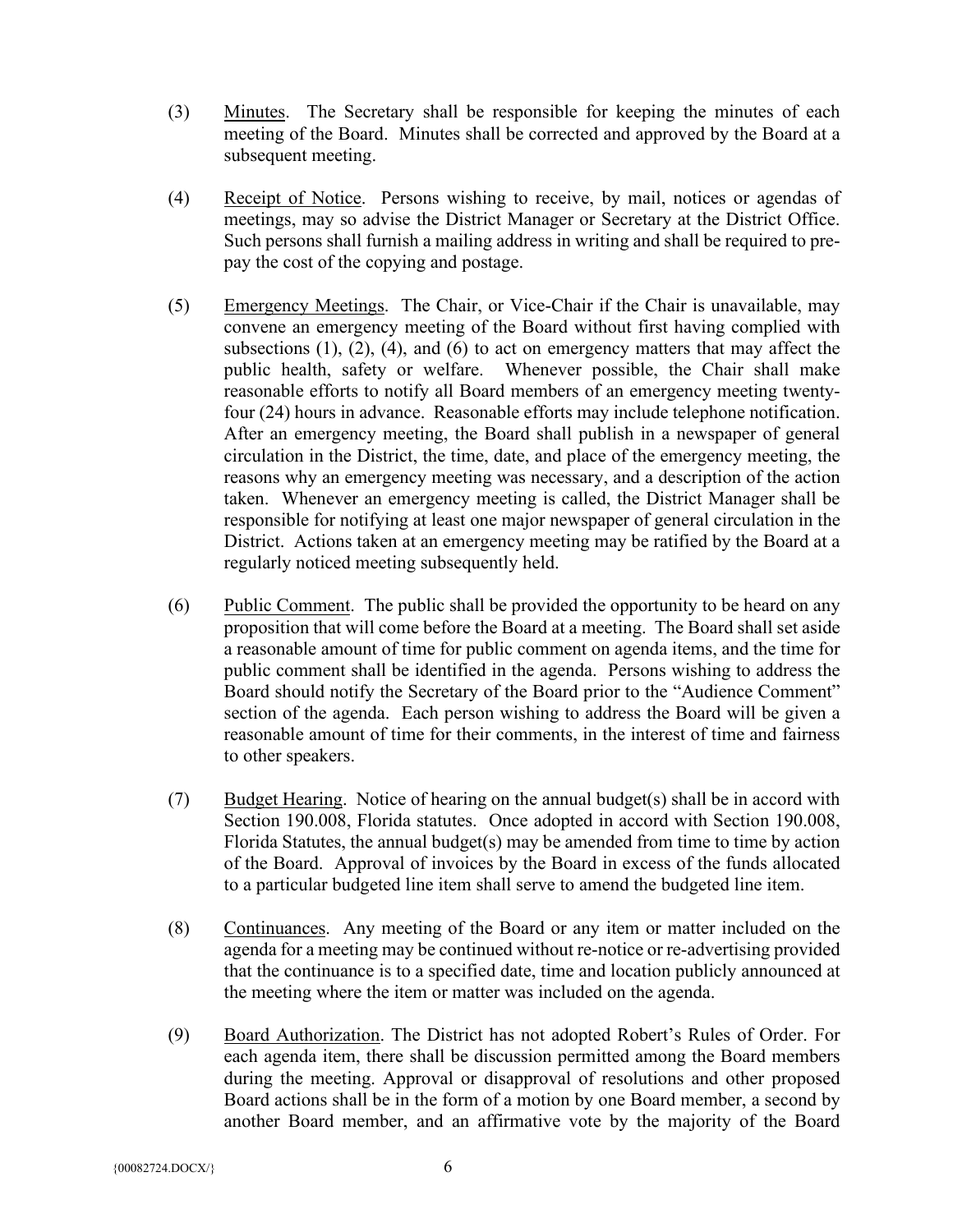(3) Minutes. The Secretary shall be responsible for keeping the minutes of each meeting of the Board. Minutes shall be corrected and approved by the Board at a subsequent meeting.

(4) Receipt of Notice. Persons wishing to receive, by mail, notices or agendas of meetings, may so advise the District Manager or Secretary at the District Office. Such persons shall furnish a mailing address in writing and shall be required to pre-pay the cost of the copying and postage.

(5) Emergency Meetings. The Chair, or Vice-Chair if the Chair is unavailable, may convene an emergency meeting of the Board without first having complied with subsections (1), (2), (4), and (6) to act on emergency matters that may affect the public health, safety or welfare. Whenever possible, the Chair shall make reasonable efforts to notify all Board members of an emergency meeting twenty-four (24) hours in advance. Reasonable efforts may include telephone notification. After an emergency meeting, the Board shall publish in a newspaper of general circulation in the District, the time, date, and place of the emergency meeting, the reasons why an emergency meeting was necessary, and a description of the action taken. Whenever an emergency meeting is called, the District Manager shall be responsible for notifying at least one major newspaper of general circulation in the District. Actions taken at an emergency meeting may be ratified by the Board at a regularly noticed meeting subsequently held.

(6) Public Comment. The public shall be provided the opportunity to be heard on any proposition that will come before the Board at a meeting. The Board shall set aside a reasonable amount of time for public comment on agenda items, and the time for public comment shall be identified in the agenda. Persons wishing to address the Board should notify the Secretary of the Board prior to the "Audience Comment" section of the agenda. Each person wishing to address the Board will be given a reasonable amount of time for their comments, in the interest of time and fairness to other speakers.

(7) Budget Hearing. Notice of hearing on the annual budget(s) shall be in accord with Section 190.008, Florida statutes. Once adopted in accord with Section 190.008, Florida Statutes, the annual budget(s) may be amended from time to time by action of the Board. Approval of invoices by the Board in excess of the funds allocated to a particular budgeted line item shall serve to amend the budgeted line item.

(8) Continuances. Any meeting of the Board or any item or matter included on the agenda for a meeting may be continued without re-notice or re-advertising provided that the continuance is to a specified date, time and location publicly announced at the meeting where the item or matter was included on the agenda.

(9) Board Authorization. The District has not adopted Robert's Rules of Order. For each agenda item, there shall be discussion permitted among the Board members during the meeting. Approval or disapproval of resolutions and other proposed Board actions shall be in the form of a motion by one Board member, a second by another Board member, and an affirmative vote by the majority of the Board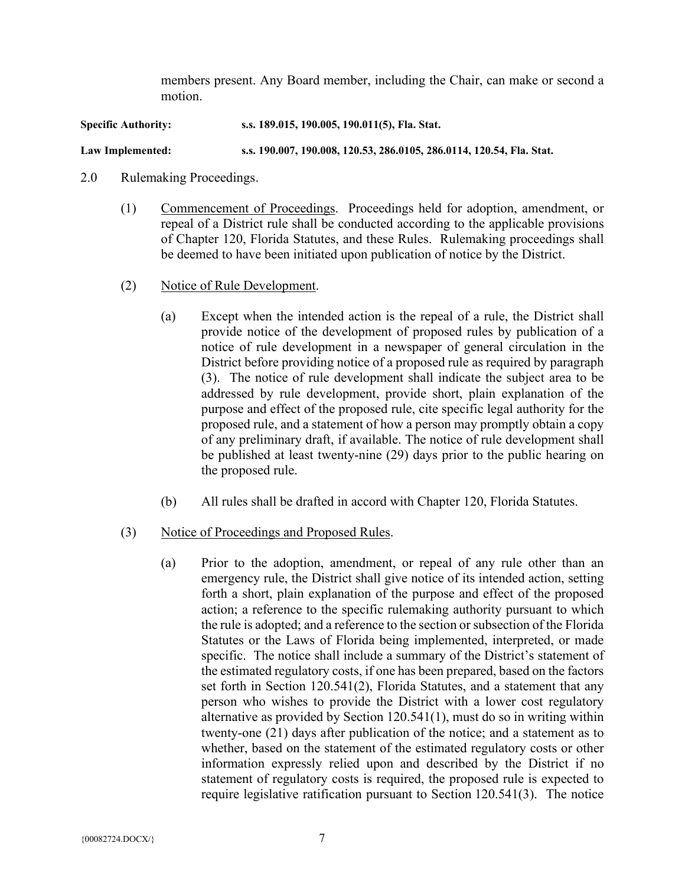members present. Any Board member, including the Chair, can make or second a motion.

**Specific Authority:** **s.s. 189.015, 190.005, 190.011(5), Fla. Stat.**

**Law Implemented:** **s.s. 190.007, 190.008, 120.53, 286.0105, 286.0114, 120.54, Fla. Stat.**

2.0 Rulemaking Proceedings.

(1) Commencement of Proceedings. Proceedings held for adoption, amendment, or repeal of a District rule shall be conducted according to the applicable provisions of Chapter 120, Florida Statutes, and these Rules. Rulemaking proceedings shall be deemed to have been initiated upon publication of notice by the District.

(2) Notice of Rule Development.

(a) Except when the intended action is the repeal of a rule, the District shall provide notice of the development of proposed rules by publication of a notice of rule development in a newspaper of general circulation in the District before providing notice of a proposed rule as required by paragraph (3). The notice of rule development shall indicate the subject area to be addressed by rule development, provide short, plain explanation of the purpose and effect of the proposed rule, cite specific legal authority for the proposed rule, and a statement of how a person may promptly obtain a copy of any preliminary draft, if available. The notice of rule development shall be published at least twenty-nine (29) days prior to the public hearing on the proposed rule.

(b) All rules shall be drafted in accord with Chapter 120, Florida Statutes.

(3) Notice of Proceedings and Proposed Rules.

(a) Prior to the adoption, amendment, or repeal of any rule other than an emergency rule, the District shall give notice of its intended action, setting forth a short, plain explanation of the purpose and effect of the proposed action; a reference to the specific rulemaking authority pursuant to which the rule is adopted; and a reference to the section or subsection of the Florida Statutes or the Laws of Florida being implemented, interpreted, or made specific. The notice shall include a summary of the District's statement of the estimated regulatory costs, if one has been prepared, based on the factors set forth in Section 120.541(2), Florida Statutes, and a statement that any person who wishes to provide the District with a lower cost regulatory alternative as provided by Section 120.541(1), must do so in writing within twenty-one (21) days after publication of the notice; and a statement as to whether, based on the statement of the estimated regulatory costs or other information expressly relied upon and described by the District if no statement of regulatory costs is required, the proposed rule is expected to require legislative ratification pursuant to Section 120.541(3). The notice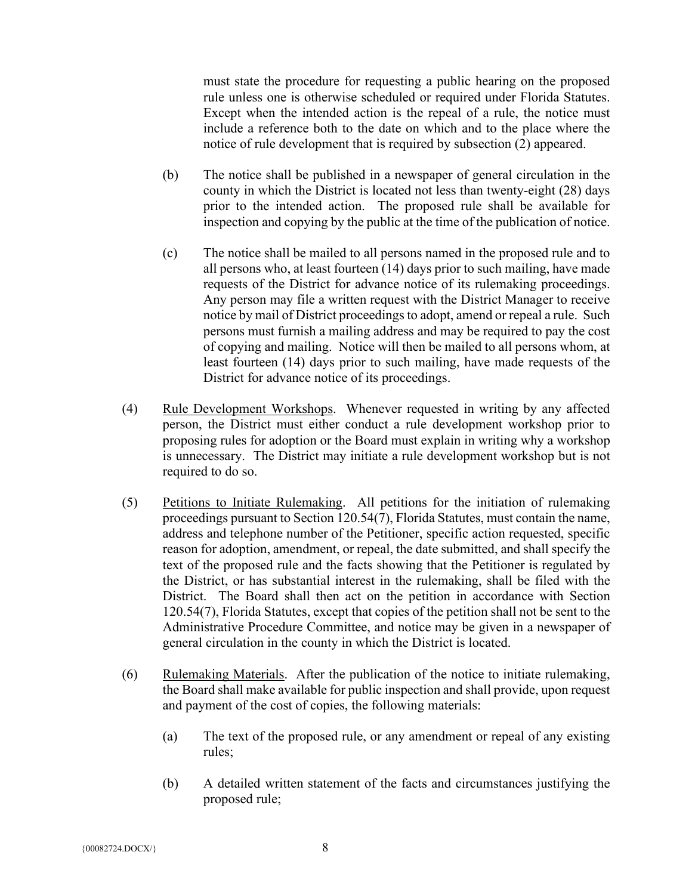must state the procedure for requesting a public hearing on the proposed rule unless one is otherwise scheduled or required under Florida Statutes. Except when the intended action is the repeal of a rule, the notice must include a reference both to the date on which and to the place where the notice of rule development that is required by subsection (2) appeared.

(b) The notice shall be published in a newspaper of general circulation in the county in which the District is located not less than twenty-eight (28) days prior to the intended action. The proposed rule shall be available for inspection and copying by the public at the time of the publication of notice.

(c) The notice shall be mailed to all persons named in the proposed rule and to all persons who, at least fourteen (14) days prior to such mailing, have made requests of the District for advance notice of its rulemaking proceedings. Any person may file a written request with the District Manager to receive notice by mail of District proceedings to adopt, amend or repeal a rule. Such persons must furnish a mailing address and may be required to pay the cost of copying and mailing. Notice will then be mailed to all persons whom, at least fourteen (14) days prior to such mailing, have made requests of the District for advance notice of its proceedings.

(4) <u>Rule Development Workshops</u>. Whenever requested in writing by any affected person, the District must either conduct a rule development workshop prior to proposing rules for adoption or the Board must explain in writing why a workshop is unnecessary. The District may initiate a rule development workshop but is not required to do so.

(5) <u>Petitions to Initiate Rulemaking</u>. All petitions for the initiation of rulemaking proceedings pursuant to Section 120.54(7), Florida Statutes, must contain the name, address and telephone number of the Petitioner, specific action requested, specific reason for adoption, amendment, or repeal, the date submitted, and shall specify the text of the proposed rule and the facts showing that the Petitioner is regulated by the District, or has substantial interest in the rulemaking, shall be filed with the District. The Board shall then act on the petition in accordance with Section 120.54(7), Florida Statutes, except that copies of the petition shall not be sent to the Administrative Procedure Committee, and notice may be given in a newspaper of general circulation in the county in which the District is located.

(6) <u>Rulemaking Materials</u>. After the publication of the notice to initiate rulemaking, the Board shall make available for public inspection and shall provide, upon request and payment of the cost of copies, the following materials:

(a) The text of the proposed rule, or any amendment or repeal of any existing rules;

(b) A detailed written statement of the facts and circumstances justifying the proposed rule;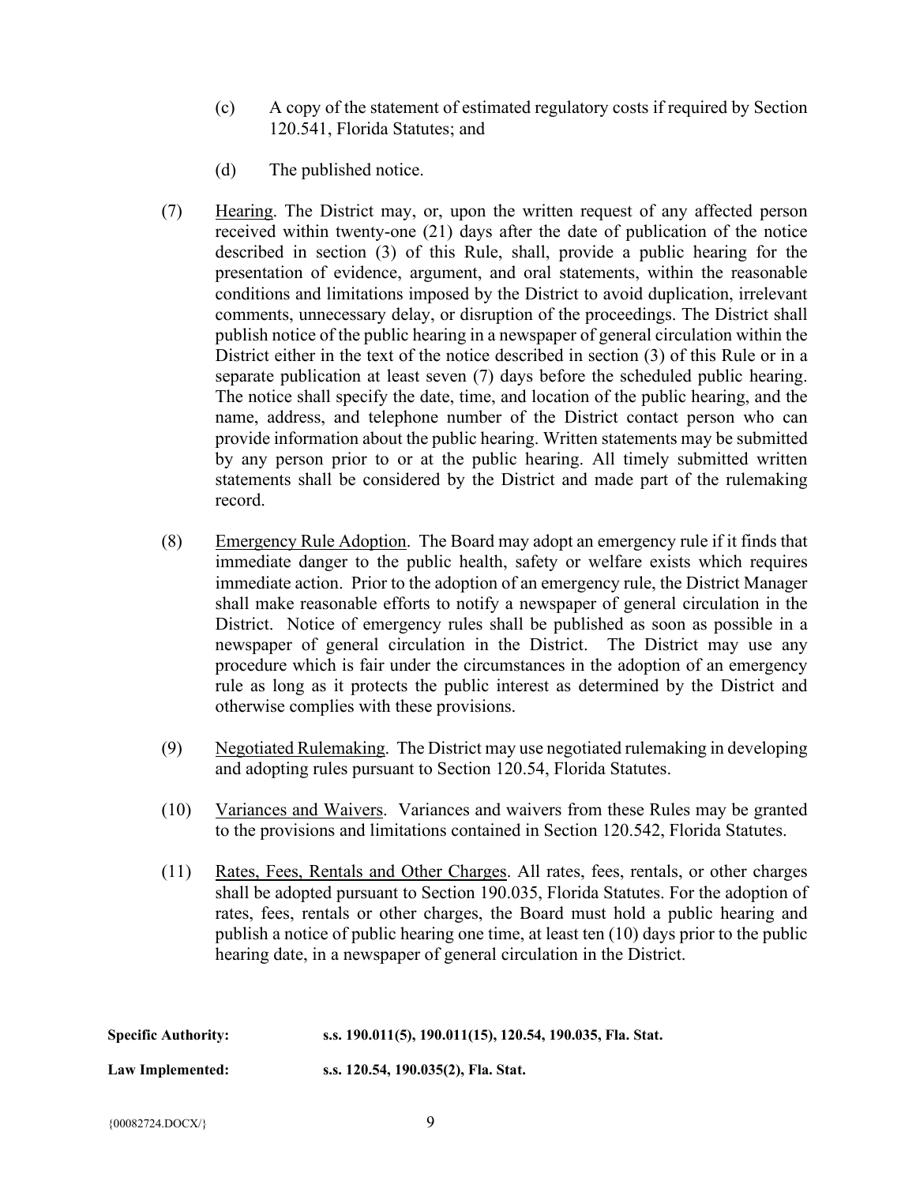(c) A copy of the statement of estimated regulatory costs if required by Section 120.541, Florida Statutes; and

(d) The published notice.

(7) Hearing. The District may, or, upon the written request of any affected person received within twenty-one (21) days after the date of publication of the notice described in section (3) of this Rule, shall, provide a public hearing for the presentation of evidence, argument, and oral statements, within the reasonable conditions and limitations imposed by the District to avoid duplication, irrelevant comments, unnecessary delay, or disruption of the proceedings. The District shall publish notice of the public hearing in a newspaper of general circulation within the District either in the text of the notice described in section (3) of this Rule or in a separate publication at least seven (7) days before the scheduled public hearing. The notice shall specify the date, time, and location of the public hearing, and the name, address, and telephone number of the District contact person who can provide information about the public hearing. Written statements may be submitted by any person prior to or at the public hearing. All timely submitted written statements shall be considered by the District and made part of the rulemaking record.

(8) Emergency Rule Adoption. The Board may adopt an emergency rule if it finds that immediate danger to the public health, safety or welfare exists which requires immediate action. Prior to the adoption of an emergency rule, the District Manager shall make reasonable efforts to notify a newspaper of general circulation in the District. Notice of emergency rules shall be published as soon as possible in a newspaper of general circulation in the District. The District may use any procedure which is fair under the circumstances in the adoption of an emergency rule as long as it protects the public interest as determined by the District and otherwise complies with these provisions.

(9) Negotiated Rulemaking. The District may use negotiated rulemaking in developing and adopting rules pursuant to Section 120.54, Florida Statutes.

(10) Variances and Waivers. Variances and waivers from these Rules may be granted to the provisions and limitations contained in Section 120.542, Florida Statutes.

(11) Rates, Fees, Rentals and Other Charges. All rates, fees, rentals, or other charges shall be adopted pursuant to Section 190.035, Florida Statutes. For the adoption of rates, fees, rentals or other charges, the Board must hold a public hearing and publish a notice of public hearing one time, at least ten (10) days prior to the public hearing date, in a newspaper of general circulation in the District.

**Specific Authority:** **s.s. 190.011(5), 190.011(15), 120.54, 190.035, Fla. Stat.**

**Law Implemented:** **s.s. 120.54, 190.035(2), Fla. Stat.**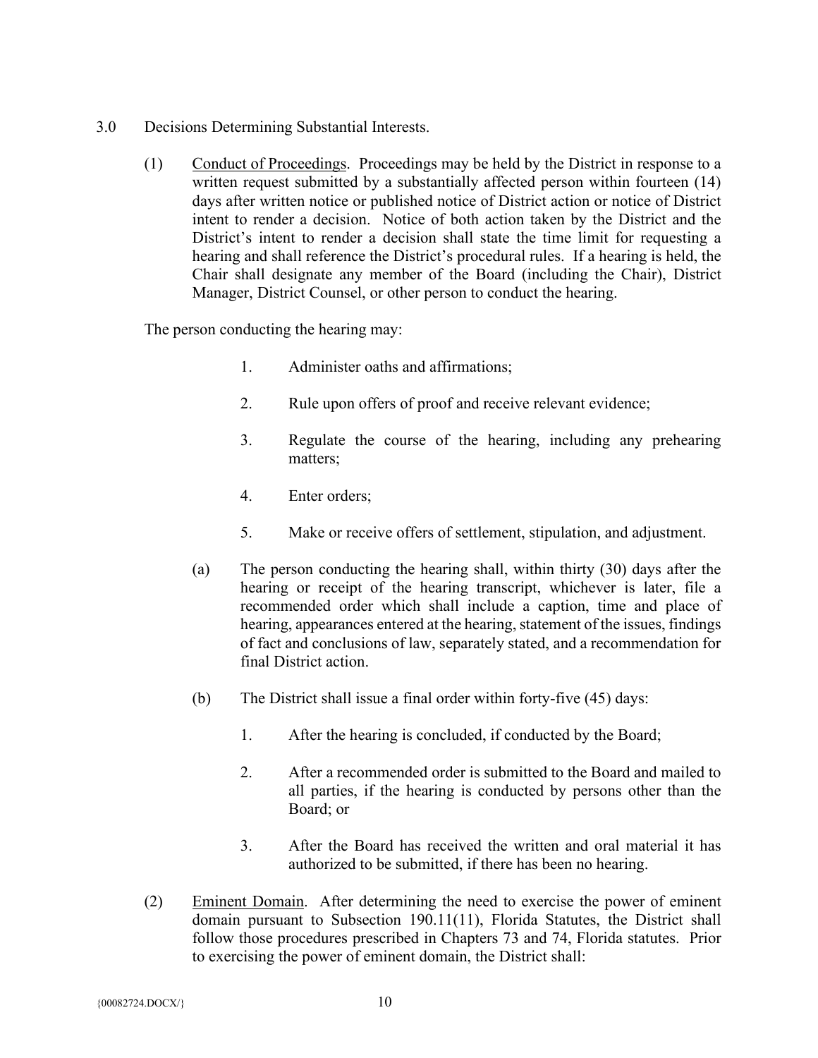3.0 Decisions Determining Substantial Interests.

(1) Conduct of Proceedings. Proceedings may be held by the District in response to a written request submitted by a substantially affected person within fourteen (14) days after written notice or published notice of District action or notice of District intent to render a decision. Notice of both action taken by the District and the District's intent to render a decision shall state the time limit for requesting a hearing and shall reference the District's procedural rules. If a hearing is held, the Chair shall designate any member of the Board (including the Chair), District Manager, District Counsel, or other person to conduct the hearing.

The person conducting the hearing may:

1. Administer oaths and affirmations;
2. Rule upon offers of proof and receive relevant evidence;
3. Regulate the course of the hearing, including any prehearing matters;
4. Enter orders;
5. Make or receive offers of settlement, stipulation, and adjustment.

(a) The person conducting the hearing shall, within thirty (30) days after the hearing or receipt of the hearing transcript, whichever is later, file a recommended order which shall include a caption, time and place of hearing, appearances entered at the hearing, statement of the issues, findings of fact and conclusions of law, separately stated, and a recommendation for final District action.

(b) The District shall issue a final order within forty-five (45) days:

1. After the hearing is concluded, if conducted by the Board;
2. After a recommended order is submitted to the Board and mailed to all parties, if the hearing is conducted by persons other than the Board; or
3. After the Board has received the written and oral material it has authorized to be submitted, if there has been no hearing.

(2) Eminent Domain. After determining the need to exercise the power of eminent domain pursuant to Subsection 190.11(11), Florida Statutes, the District shall follow those procedures prescribed in Chapters 73 and 74, Florida statutes. Prior to exercising the power of eminent domain, the District shall: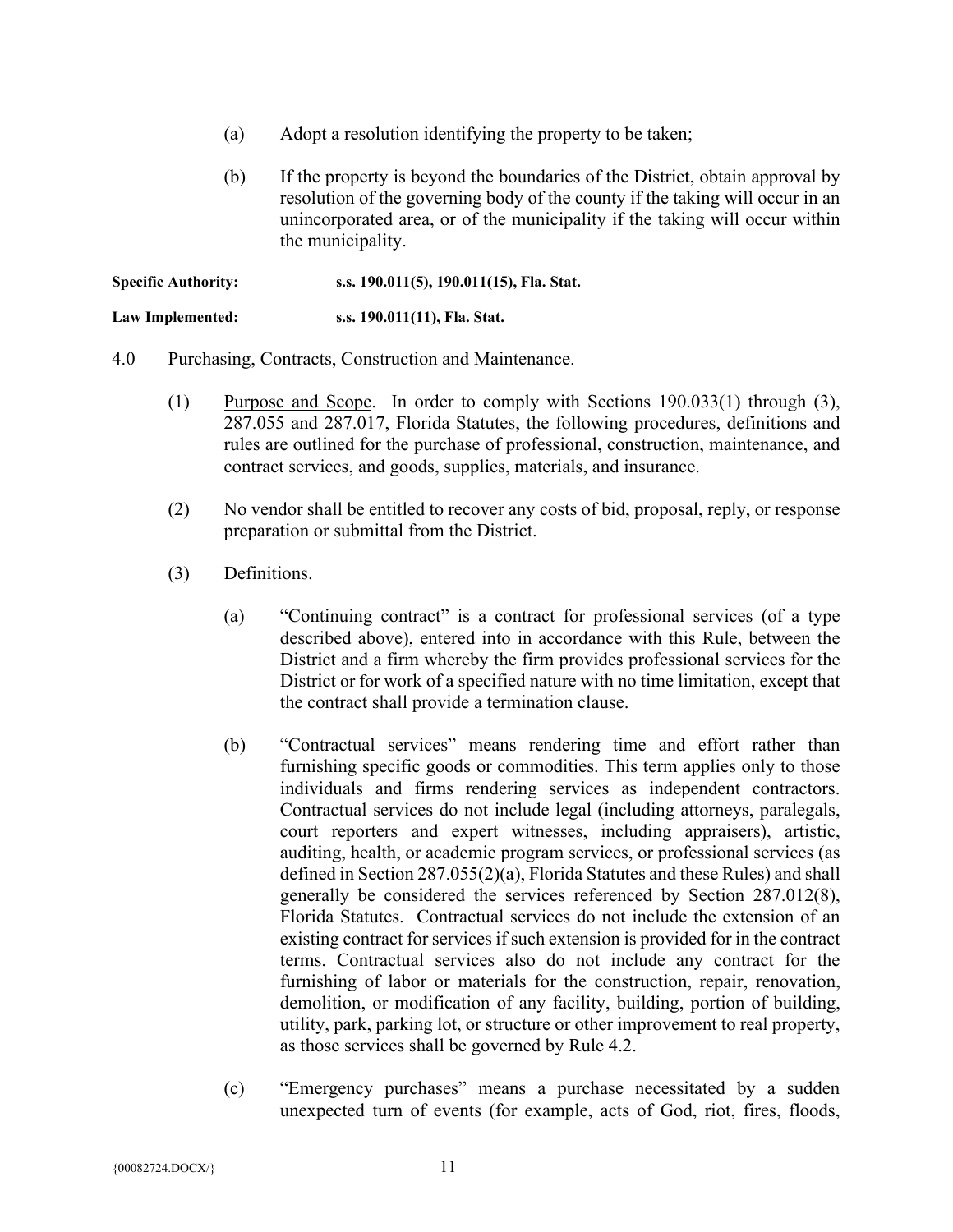(a) Adopt a resolution identifying the property to be taken;

(b) If the property is beyond the boundaries of the District, obtain approval by resolution of the governing body of the county if the taking will occur in an unincorporated area, or of the municipality if the taking will occur within the municipality.

**Specific Authority:** **s.s. 190.011(5), 190.011(15), Fla. Stat.**

**Law Implemented:** **s.s. 190.011(11), Fla. Stat.**

4.0 Purchasing, Contracts, Construction and Maintenance.

(1) Purpose and Scope. In order to comply with Sections 190.033(1) through (3), 287.055 and 287.017, Florida Statutes, the following procedures, definitions and rules are outlined for the purchase of professional, construction, maintenance, and contract services, and goods, supplies, materials, and insurance.

(2) No vendor shall be entitled to recover any costs of bid, proposal, reply, or response preparation or submittal from the District.

(3) Definitions.

(a) "Continuing contract" is a contract for professional services (of a type described above), entered into in accordance with this Rule, between the District and a firm whereby the firm provides professional services for the District or for work of a specified nature with no time limitation, except that the contract shall provide a termination clause.

(b) "Contractual services" means rendering time and effort rather than furnishing specific goods or commodities. This term applies only to those individuals and firms rendering services as independent contractors. Contractual services do not include legal (including attorneys, paralegals, court reporters and expert witnesses, including appraisers), artistic, auditing, health, or academic program services, or professional services (as defined in Section 287.055(2)(a), Florida Statutes and these Rules) and shall generally be considered the services referenced by Section 287.012(8), Florida Statutes. Contractual services do not include the extension of an existing contract for services if such extension is provided for in the contract terms. Contractual services also do not include any contract for the furnishing of labor or materials for the construction, repair, renovation, demolition, or modification of any facility, building, portion of building, utility, park, parking lot, or structure or other improvement to real property, as those services shall be governed by Rule 4.2.

(c) "Emergency purchases" means a purchase necessitated by a sudden unexpected turn of events (for example, acts of God, riot, fires, floods,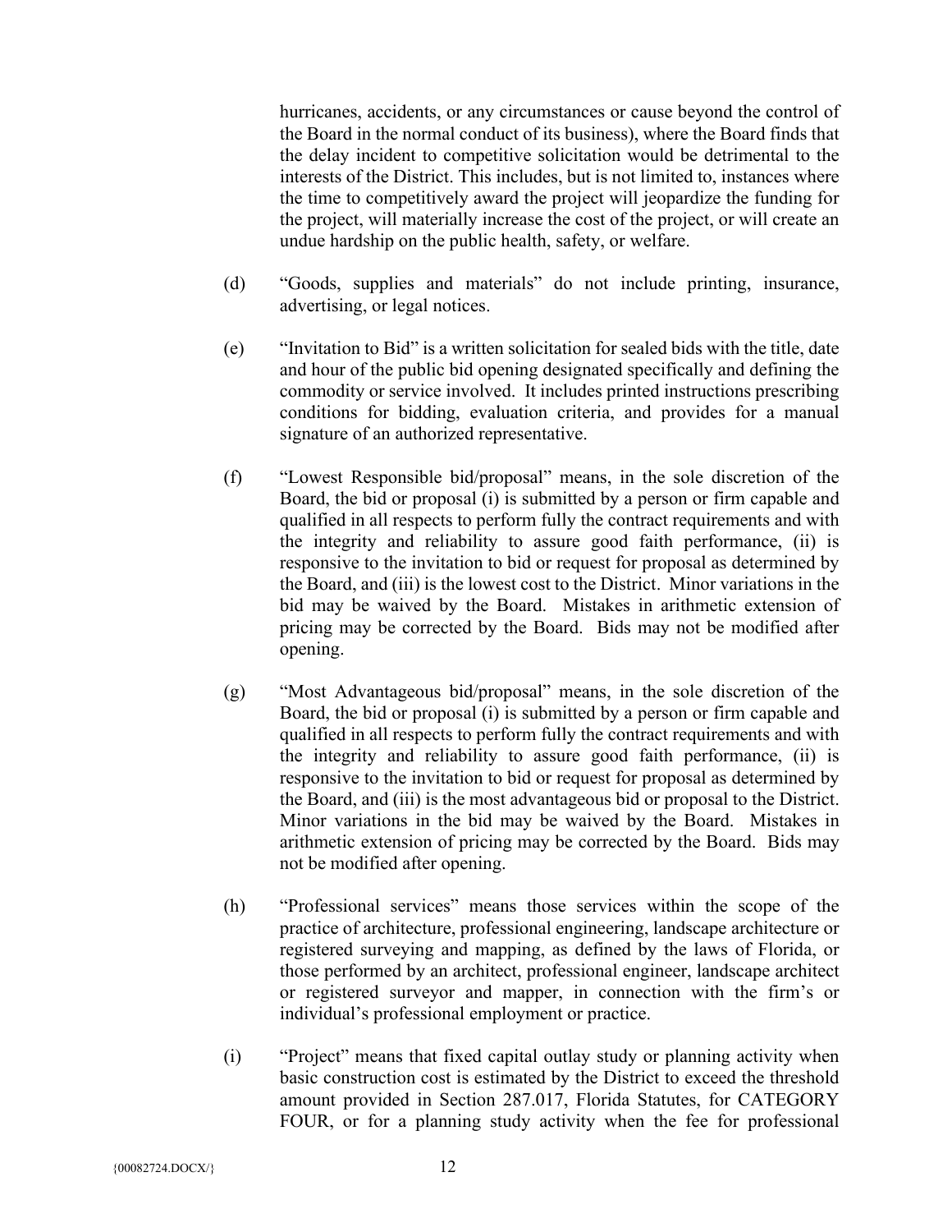hurricanes, accidents, or any circumstances or cause beyond the control of the Board in the normal conduct of its business), where the Board finds that the delay incident to competitive solicitation would be detrimental to the interests of the District. This includes, but is not limited to, instances where the time to competitively award the project will jeopardize the funding for the project, will materially increase the cost of the project, or will create an undue hardship on the public health, safety, or welfare.

(d) "Goods, supplies and materials" do not include printing, insurance, advertising, or legal notices.

(e) "Invitation to Bid" is a written solicitation for sealed bids with the title, date and hour of the public bid opening designated specifically and defining the commodity or service involved. It includes printed instructions prescribing conditions for bidding, evaluation criteria, and provides for a manual signature of an authorized representative.

(f) "Lowest Responsible bid/proposal" means, in the sole discretion of the Board, the bid or proposal (i) is submitted by a person or firm capable and qualified in all respects to perform fully the contract requirements and with the integrity and reliability to assure good faith performance, (ii) is responsive to the invitation to bid or request for proposal as determined by the Board, and (iii) is the lowest cost to the District. Minor variations in the bid may be waived by the Board. Mistakes in arithmetic extension of pricing may be corrected by the Board. Bids may not be modified after opening.

(g) "Most Advantageous bid/proposal" means, in the sole discretion of the Board, the bid or proposal (i) is submitted by a person or firm capable and qualified in all respects to perform fully the contract requirements and with the integrity and reliability to assure good faith performance, (ii) is responsive to the invitation to bid or request for proposal as determined by the Board, and (iii) is the most advantageous bid or proposal to the District. Minor variations in the bid may be waived by the Board. Mistakes in arithmetic extension of pricing may be corrected by the Board. Bids may not be modified after opening.

(h) "Professional services" means those services within the scope of the practice of architecture, professional engineering, landscape architecture or registered surveying and mapping, as defined by the laws of Florida, or those performed by an architect, professional engineer, landscape architect or registered surveyor and mapper, in connection with the firm's or individual's professional employment or practice.

(i) "Project" means that fixed capital outlay study or planning activity when basic construction cost is estimated by the District to exceed the threshold amount provided in Section 287.017, Florida Statutes, for CATEGORY FOUR, or for a planning study activity when the fee for professional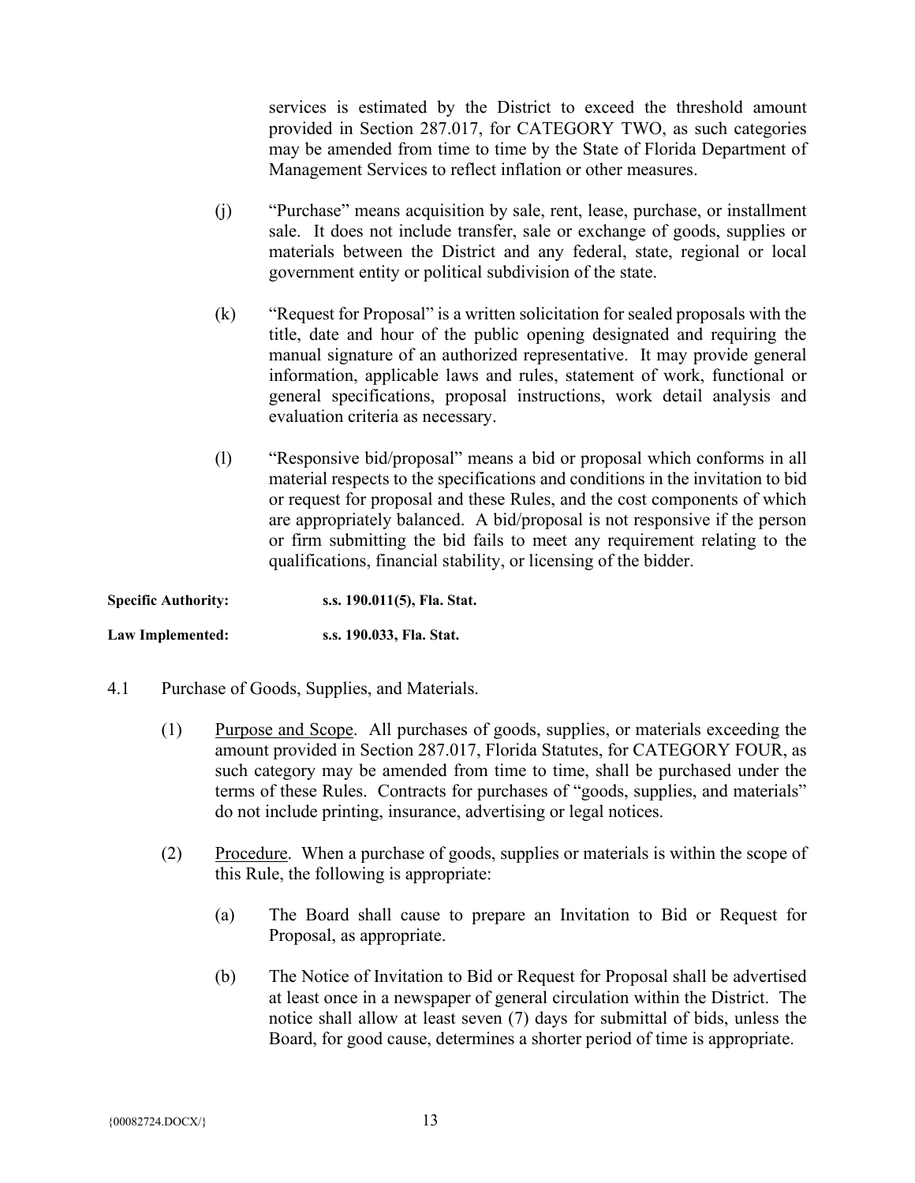services is estimated by the District to exceed the threshold amount provided in Section 287.017, for CATEGORY TWO, as such categories may be amended from time to time by the State of Florida Department of Management Services to reflect inflation or other measures.

(j) "Purchase" means acquisition by sale, rent, lease, purchase, or installment sale. It does not include transfer, sale or exchange of goods, supplies or materials between the District and any federal, state, regional or local government entity or political subdivision of the state.

(k) "Request for Proposal" is a written solicitation for sealed proposals with the title, date and hour of the public opening designated and requiring the manual signature of an authorized representative. It may provide general information, applicable laws and rules, statement of work, functional or general specifications, proposal instructions, work detail analysis and evaluation criteria as necessary.

(l) "Responsive bid/proposal" means a bid or proposal which conforms in all material respects to the specifications and conditions in the invitation to bid or request for proposal and these Rules, and the cost components of which are appropriately balanced. A bid/proposal is not responsive if the person or firm submitting the bid fails to meet any requirement relating to the qualifications, financial stability, or licensing of the bidder.

**Specific Authority:** **s.s. 190.011(5), Fla. Stat.**

**Law Implemented:** **s.s. 190.033, Fla. Stat.**

4.1 Purchase of Goods, Supplies, and Materials.

(1) <u>Purpose and Scope</u>. All purchases of goods, supplies, or materials exceeding the amount provided in Section 287.017, Florida Statutes, for CATEGORY FOUR, as such category may be amended from time to time, shall be purchased under the terms of these Rules. Contracts for purchases of "goods, supplies, and materials" do not include printing, insurance, advertising or legal notices.

(2) <u>Procedure</u>. When a purchase of goods, supplies or materials is within the scope of this Rule, the following is appropriate:

(a) The Board shall cause to prepare an Invitation to Bid or Request for Proposal, as appropriate.

(b) The Notice of Invitation to Bid or Request for Proposal shall be advertised at least once in a newspaper of general circulation within the District. The notice shall allow at least seven (7) days for submittal of bids, unless the Board, for good cause, determines a shorter period of time is appropriate.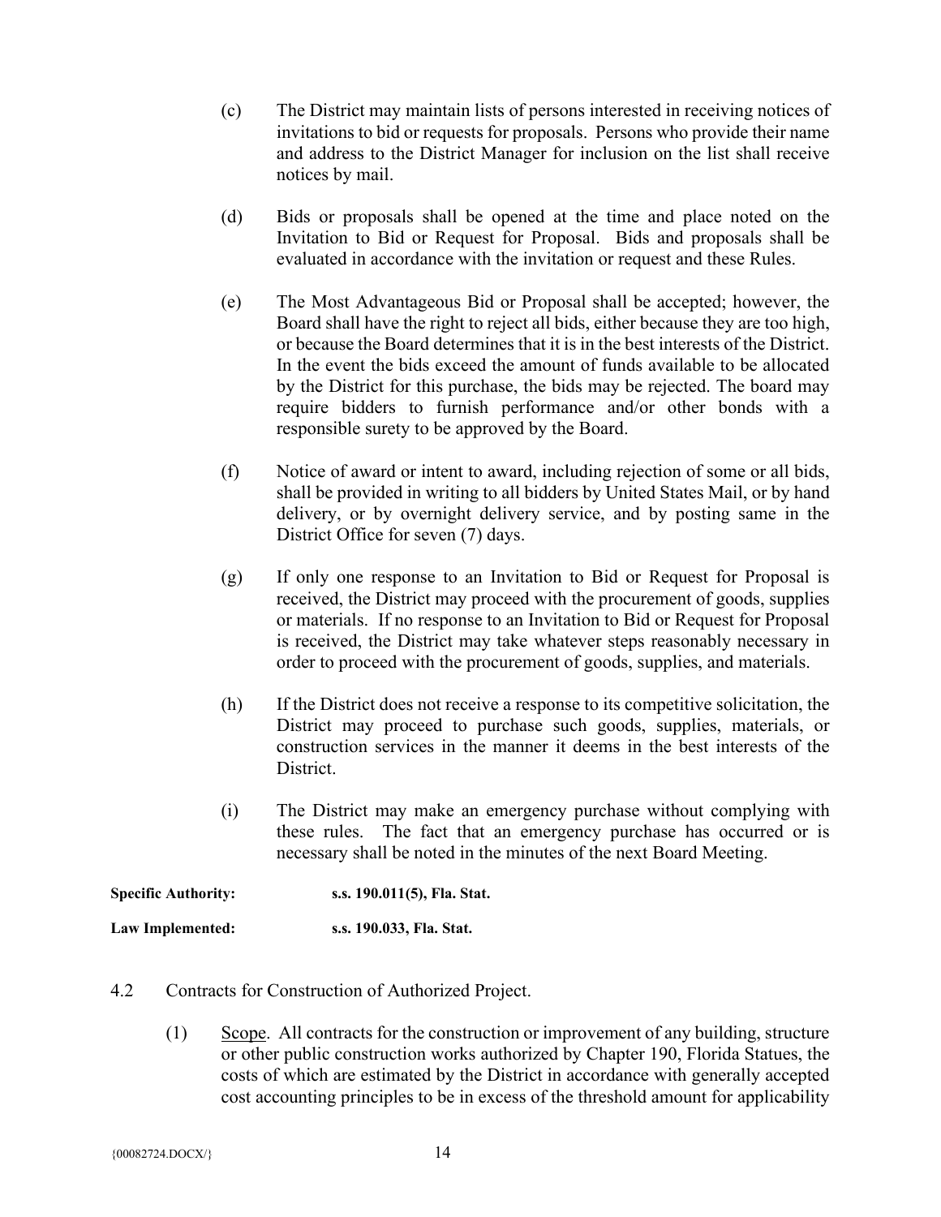(c) The District may maintain lists of persons interested in receiving notices of invitations to bid or requests for proposals. Persons who provide their name and address to the District Manager for inclusion on the list shall receive notices by mail.

(d) Bids or proposals shall be opened at the time and place noted on the Invitation to Bid or Request for Proposal. Bids and proposals shall be evaluated in accordance with the invitation or request and these Rules.

(e) The Most Advantageous Bid or Proposal shall be accepted; however, the Board shall have the right to reject all bids, either because they are too high, or because the Board determines that it is in the best interests of the District. In the event the bids exceed the amount of funds available to be allocated by the District for this purchase, the bids may be rejected. The board may require bidders to furnish performance and/or other bonds with a responsible surety to be approved by the Board.

(f) Notice of award or intent to award, including rejection of some or all bids, shall be provided in writing to all bidders by United States Mail, or by hand delivery, or by overnight delivery service, and by posting same in the District Office for seven (7) days.

(g) If only one response to an Invitation to Bid or Request for Proposal is received, the District may proceed with the procurement of goods, supplies or materials. If no response to an Invitation to Bid or Request for Proposal is received, the District may take whatever steps reasonably necessary in order to proceed with the procurement of goods, supplies, and materials.

(h) If the District does not receive a response to its competitive solicitation, the District may proceed to purchase such goods, supplies, materials, or construction services in the manner it deems in the best interests of the District.

(i) The District may make an emergency purchase without complying with these rules. The fact that an emergency purchase has occurred or is necessary shall be noted in the minutes of the next Board Meeting.

**Specific Authority:** **s.s. 190.011(5), Fla. Stat.**

**Law Implemented:** **s.s. 190.033, Fla. Stat.**

4.2 Contracts for Construction of Authorized Project.

(1) Scope. All contracts for the construction or improvement of any building, structure or other public construction works authorized by Chapter 190, Florida Statues, the costs of which are estimated by the District in accordance with generally accepted cost accounting principles to be in excess of the threshold amount for applicability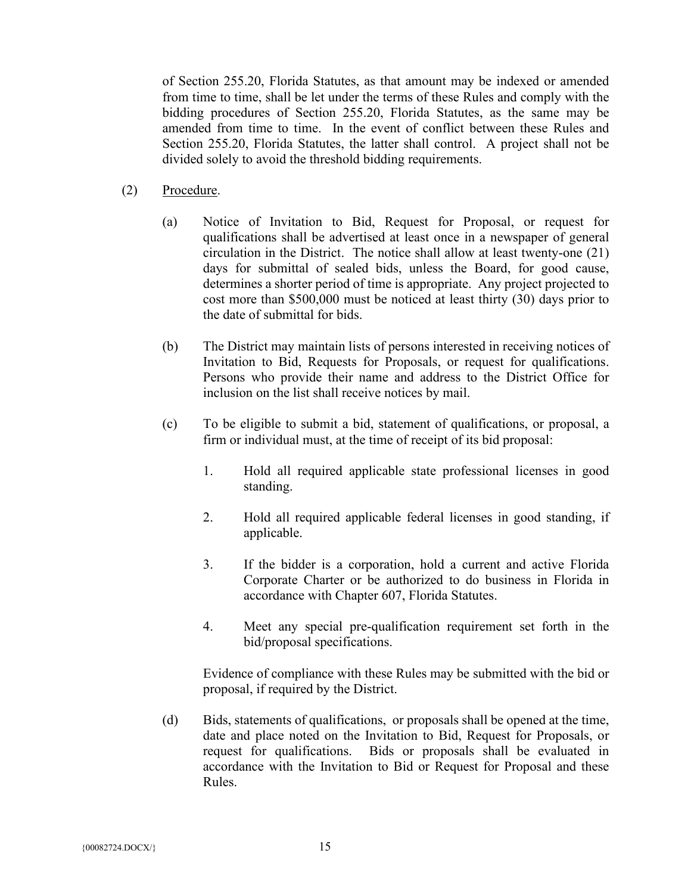of Section 255.20, Florida Statutes, as that amount may be indexed or amended from time to time, shall be let under the terms of these Rules and comply with the bidding procedures of Section 255.20, Florida Statutes, as the same may be amended from time to time. In the event of conflict between these Rules and Section 255.20, Florida Statutes, the latter shall control. A project shall not be divided solely to avoid the threshold bidding requirements.

(2) Procedure.

(a) Notice of Invitation to Bid, Request for Proposal, or request for qualifications shall be advertised at least once in a newspaper of general circulation in the District. The notice shall allow at least twenty-one (21) days for submittal of sealed bids, unless the Board, for good cause, determines a shorter period of time is appropriate. Any project projected to cost more than $500,000 must be noticed at least thirty (30) days prior to the date of submittal for bids.

(b) The District may maintain lists of persons interested in receiving notices of Invitation to Bid, Requests for Proposals, or request for qualifications. Persons who provide their name and address to the District Office for inclusion on the list shall receive notices by mail.

(c) To be eligible to submit a bid, statement of qualifications, or proposal, a firm or individual must, at the time of receipt of its bid proposal:

1. Hold all required applicable state professional licenses in good standing.

2. Hold all required applicable federal licenses in good standing, if applicable.

3. If the bidder is a corporation, hold a current and active Florida Corporate Charter or be authorized to do business in Florida in accordance with Chapter 607, Florida Statutes.

4. Meet any special pre-qualification requirement set forth in the bid/proposal specifications.

Evidence of compliance with these Rules may be submitted with the bid or proposal, if required by the District.

(d) Bids, statements of qualifications, or proposals shall be opened at the time, date and place noted on the Invitation to Bid, Request for Proposals, or request for qualifications. Bids or proposals shall be evaluated in accordance with the Invitation to Bid or Request for Proposal and these Rules.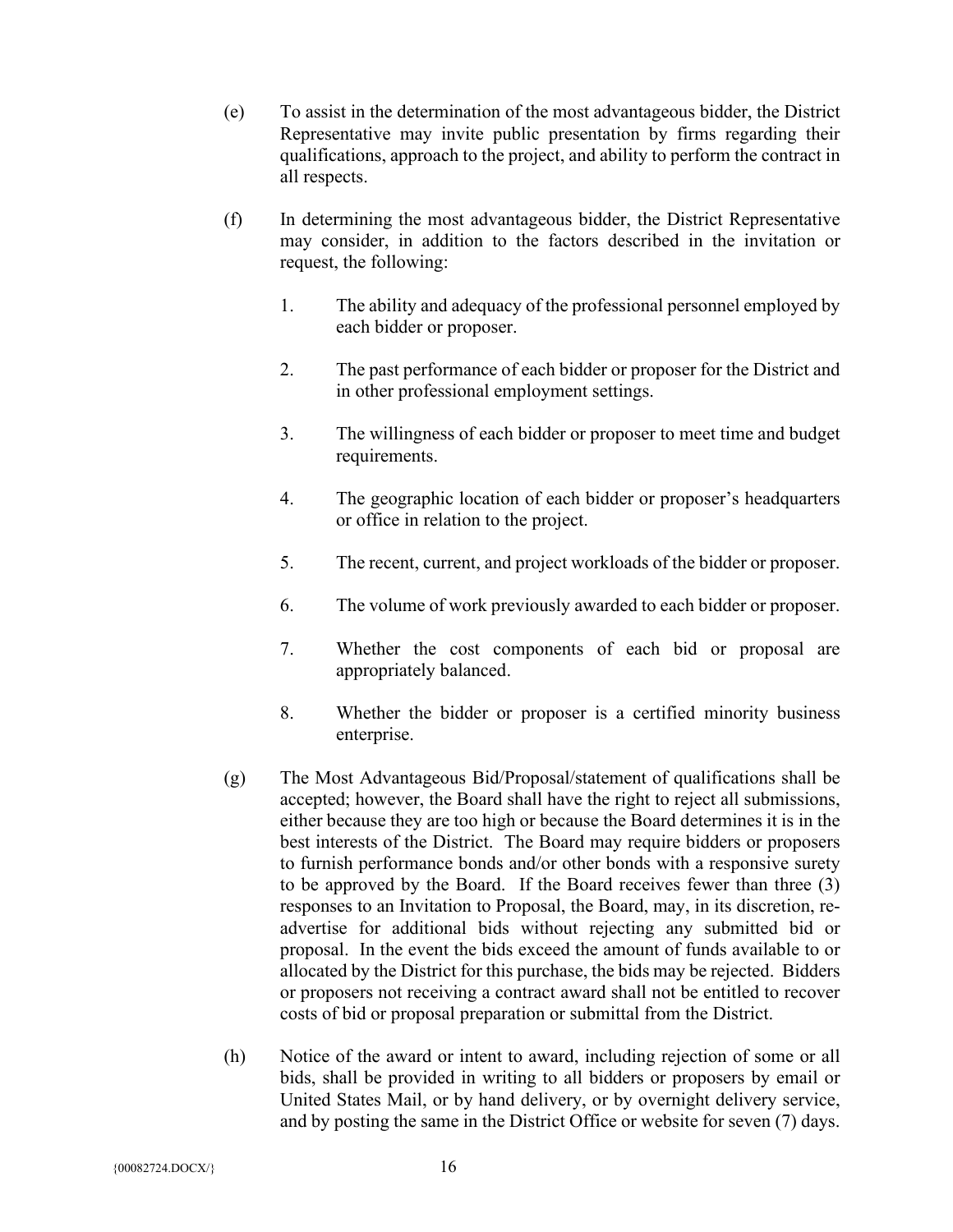(e) To assist in the determination of the most advantageous bidder, the District Representative may invite public presentation by firms regarding their qualifications, approach to the project, and ability to perform the contract in all respects.

(f) In determining the most advantageous bidder, the District Representative may consider, in addition to the factors described in the invitation or request, the following:

1. The ability and adequacy of the professional personnel employed by each bidder or proposer.

2. The past performance of each bidder or proposer for the District and in other professional employment settings.

3. The willingness of each bidder or proposer to meet time and budget requirements.

4. The geographic location of each bidder or proposer's headquarters or office in relation to the project.

5. The recent, current, and project workloads of the bidder or proposer.

6. The volume of work previously awarded to each bidder or proposer.

7. Whether the cost components of each bid or proposal are appropriately balanced.

8. Whether the bidder or proposer is a certified minority business enterprise.

(g) The Most Advantageous Bid/Proposal/statement of qualifications shall be accepted; however, the Board shall have the right to reject all submissions, either because they are too high or because the Board determines it is in the best interests of the District. The Board may require bidders or proposers to furnish performance bonds and/or other bonds with a responsive surety to be approved by the Board. If the Board receives fewer than three (3) responses to an Invitation to Proposal, the Board, may, in its discretion, re-advertise for additional bids without rejecting any submitted bid or proposal. In the event the bids exceed the amount of funds available to or allocated by the District for this purchase, the bids may be rejected. Bidders or proposers not receiving a contract award shall not be entitled to recover costs of bid or proposal preparation or submittal from the District.

(h) Notice of the award or intent to award, including rejection of some or all bids, shall be provided in writing to all bidders or proposers by email or United States Mail, or by hand delivery, or by overnight delivery service, and by posting the same in the District Office or website for seven (7) days.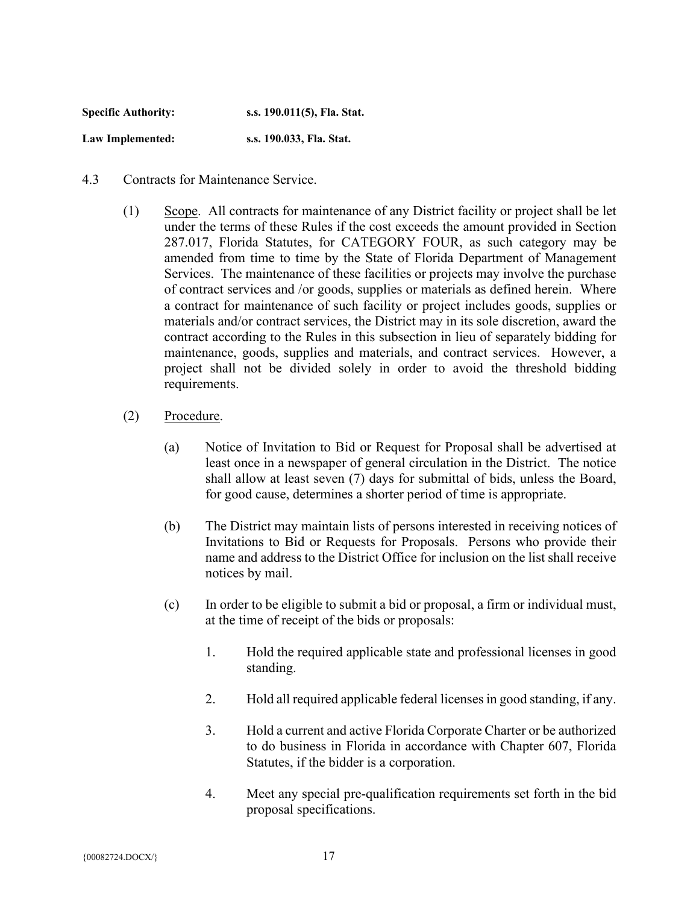**Specific Authority:** s.s. 190.011(5), Fla. Stat.

**Law Implemented:** s.s. 190.033, Fla. Stat.

4.3 Contracts for Maintenance Service.

(1) Scope. All contracts for maintenance of any District facility or project shall be let under the terms of these Rules if the cost exceeds the amount provided in Section 287.017, Florida Statutes, for CATEGORY FOUR, as such category may be amended from time to time by the State of Florida Department of Management Services. The maintenance of these facilities or projects may involve the purchase of contract services and /or goods, supplies or materials as defined herein. Where a contract for maintenance of such facility or project includes goods, supplies or materials and/or contract services, the District may in its sole discretion, award the contract according to the Rules in this subsection in lieu of separately bidding for maintenance, goods, supplies and materials, and contract services. However, a project shall not be divided solely in order to avoid the threshold bidding requirements.

(2) Procedure.

(a) Notice of Invitation to Bid or Request for Proposal shall be advertised at least once in a newspaper of general circulation in the District. The notice shall allow at least seven (7) days for submittal of bids, unless the Board, for good cause, determines a shorter period of time is appropriate.

(b) The District may maintain lists of persons interested in receiving notices of Invitations to Bid or Requests for Proposals. Persons who provide their name and address to the District Office for inclusion on the list shall receive notices by mail.

(c) In order to be eligible to submit a bid or proposal, a firm or individual must, at the time of receipt of the bids or proposals:

1. Hold the required applicable state and professional licenses in good standing.

2. Hold all required applicable federal licenses in good standing, if any.

3. Hold a current and active Florida Corporate Charter or be authorized to do business in Florida in accordance with Chapter 607, Florida Statutes, if the bidder is a corporation.

4. Meet any special pre-qualification requirements set forth in the bid proposal specifications.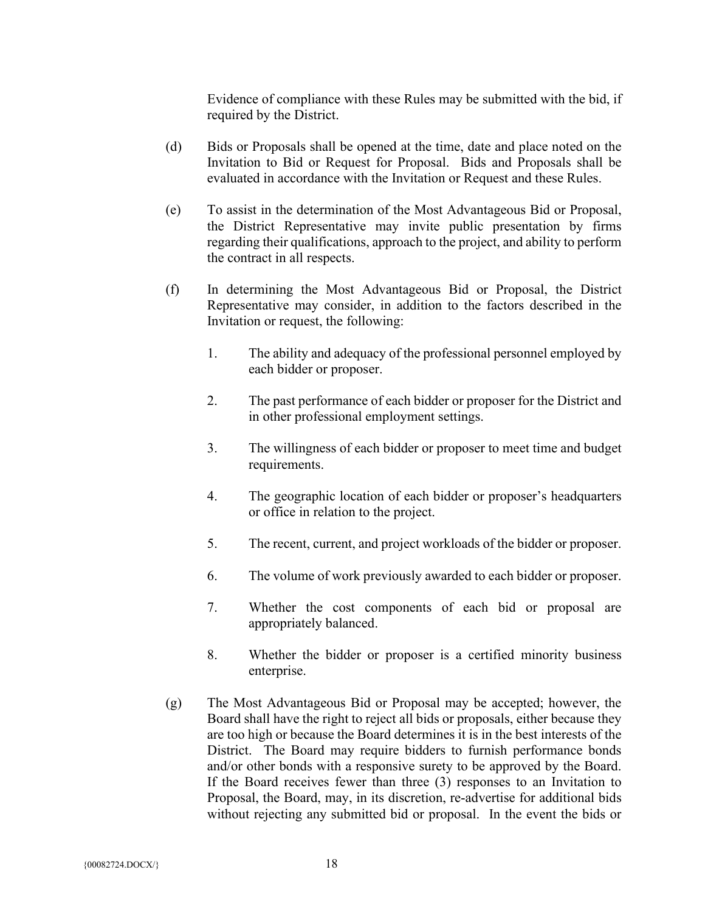Evidence of compliance with these Rules may be submitted with the bid, if required by the District.

(d) Bids or Proposals shall be opened at the time, date and place noted on the Invitation to Bid or Request for Proposal. Bids and Proposals shall be evaluated in accordance with the Invitation or Request and these Rules.

(e) To assist in the determination of the Most Advantageous Bid or Proposal, the District Representative may invite public presentation by firms regarding their qualifications, approach to the project, and ability to perform the contract in all respects.

(f) In determining the Most Advantageous Bid or Proposal, the District Representative may consider, in addition to the factors described in the Invitation or request, the following:

1. The ability and adequacy of the professional personnel employed by each bidder or proposer.

2. The past performance of each bidder or proposer for the District and in other professional employment settings.

3. The willingness of each bidder or proposer to meet time and budget requirements.

4. The geographic location of each bidder or proposer's headquarters or office in relation to the project.

5. The recent, current, and project workloads of the bidder or proposer.

6. The volume of work previously awarded to each bidder or proposer.

7. Whether the cost components of each bid or proposal are appropriately balanced.

8. Whether the bidder or proposer is a certified minority business enterprise.

(g) The Most Advantageous Bid or Proposal may be accepted; however, the Board shall have the right to reject all bids or proposals, either because they are too high or because the Board determines it is in the best interests of the District. The Board may require bidders to furnish performance bonds and/or other bonds with a responsive surety to be approved by the Board. If the Board receives fewer than three (3) responses to an Invitation to Proposal, the Board, may, in its discretion, re-advertise for additional bids without rejecting any submitted bid or proposal. In the event the bids or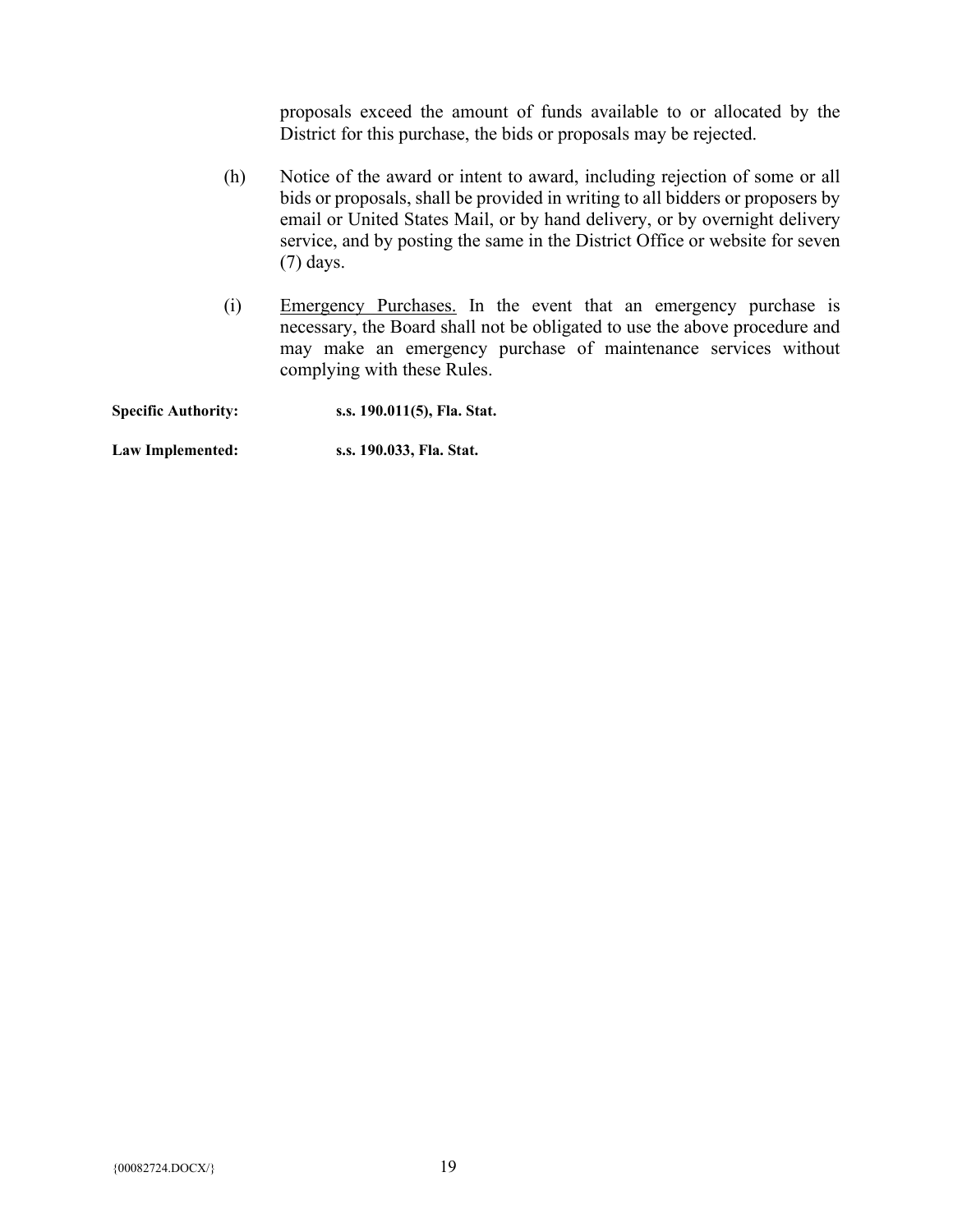proposals exceed the amount of funds available to or allocated by the District for this purchase, the bids or proposals may be rejected.

(h) Notice of the award or intent to award, including rejection of some or all bids or proposals, shall be provided in writing to all bidders or proposers by email or United States Mail, or by hand delivery, or by overnight delivery service, and by posting the same in the District Office or website for seven (7) days.

(i) <u>Emergency Purchases.</u> In the event that an emergency purchase is necessary, the Board shall not be obligated to use the above procedure and may make an emergency purchase of maintenance services without complying with these Rules.

**Specific Authority:** **s.s. 190.011(5), Fla. Stat.**

**Law Implemented:** **s.s. 190.033, Fla. Stat.**

{00082724.DOCX/}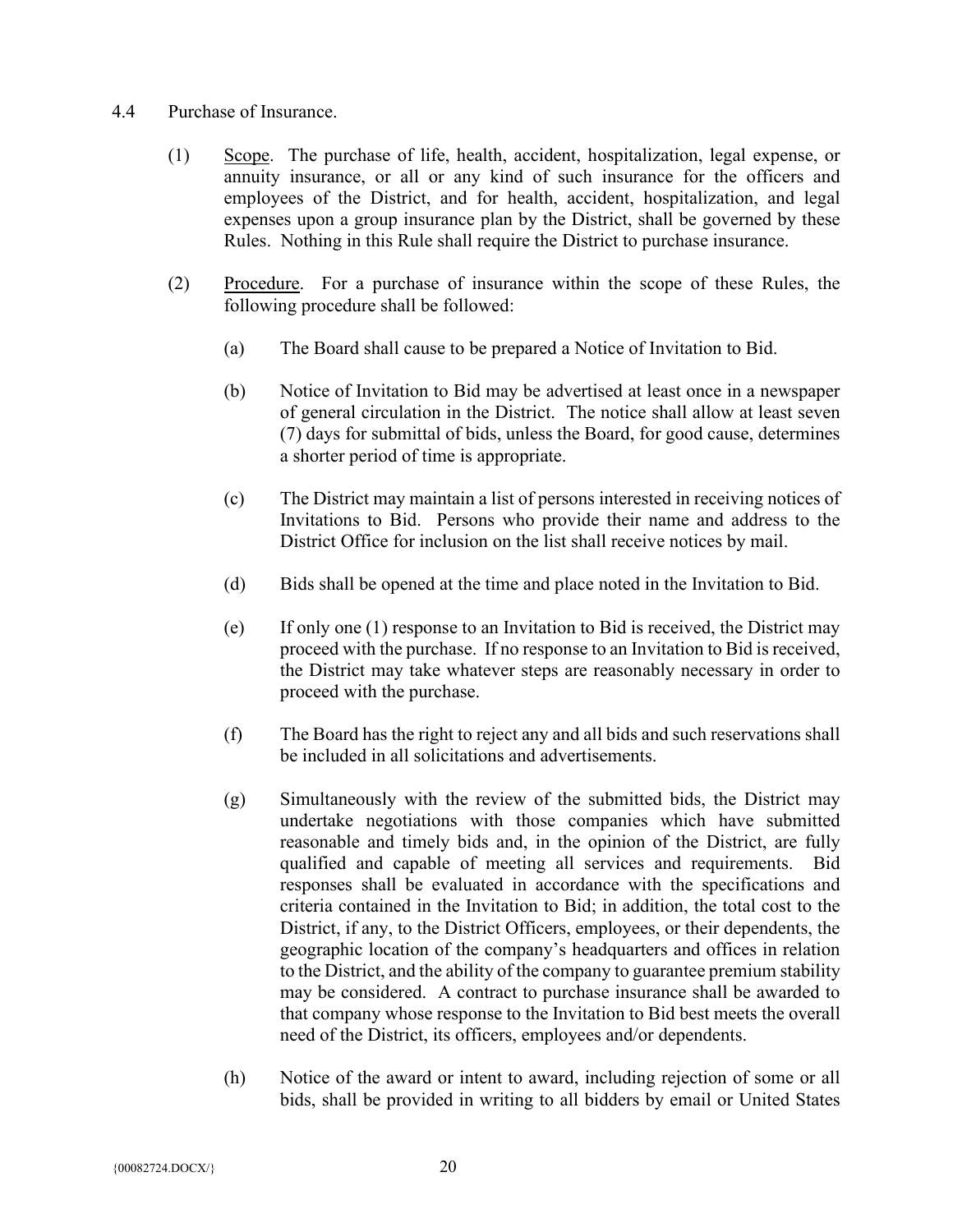4.4 Purchase of Insurance.

(1) Scope. The purchase of life, health, accident, hospitalization, legal expense, or annuity insurance, or all or any kind of such insurance for the officers and employees of the District, and for health, accident, hospitalization, and legal expenses upon a group insurance plan by the District, shall be governed by these Rules. Nothing in this Rule shall require the District to purchase insurance.

(2) Procedure. For a purchase of insurance within the scope of these Rules, the following procedure shall be followed:

(a) The Board shall cause to be prepared a Notice of Invitation to Bid.

(b) Notice of Invitation to Bid may be advertised at least once in a newspaper of general circulation in the District. The notice shall allow at least seven (7) days for submittal of bids, unless the Board, for good cause, determines a shorter period of time is appropriate.

(c) The District may maintain a list of persons interested in receiving notices of Invitations to Bid. Persons who provide their name and address to the District Office for inclusion on the list shall receive notices by mail.

(d) Bids shall be opened at the time and place noted in the Invitation to Bid.

(e) If only one (1) response to an Invitation to Bid is received, the District may proceed with the purchase. If no response to an Invitation to Bid is received, the District may take whatever steps are reasonably necessary in order to proceed with the purchase.

(f) The Board has the right to reject any and all bids and such reservations shall be included in all solicitations and advertisements.

(g) Simultaneously with the review of the submitted bids, the District may undertake negotiations with those companies which have submitted reasonable and timely bids and, in the opinion of the District, are fully qualified and capable of meeting all services and requirements. Bid responses shall be evaluated in accordance with the specifications and criteria contained in the Invitation to Bid; in addition, the total cost to the District, if any, to the District Officers, employees, or their dependents, the geographic location of the company's headquarters and offices in relation to the District, and the ability of the company to guarantee premium stability may be considered. A contract to purchase insurance shall be awarded to that company whose response to the Invitation to Bid best meets the overall need of the District, its officers, employees and/or dependents.

(h) Notice of the award or intent to award, including rejection of some or all bids, shall be provided in writing to all bidders by email or United States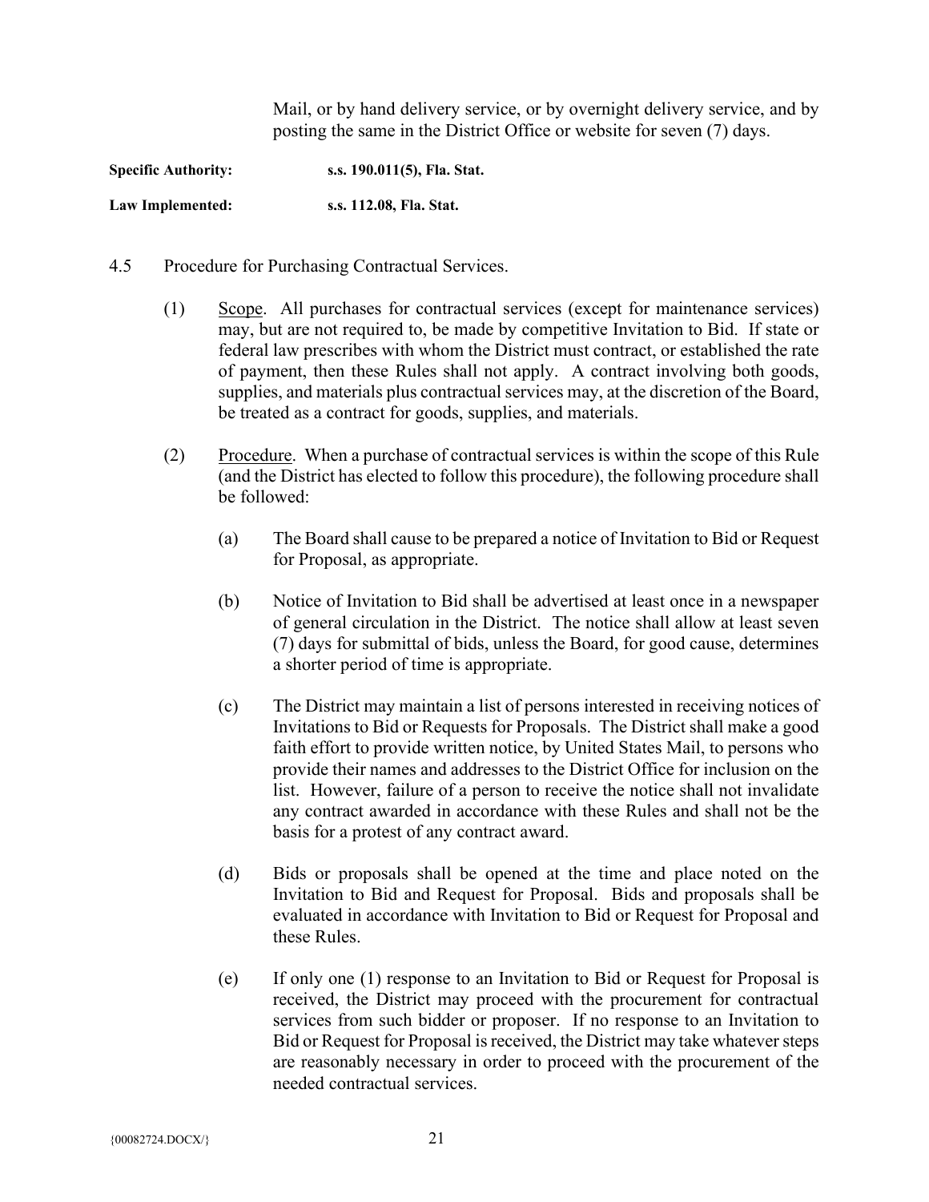Mail, or by hand delivery service, or by overnight delivery service, and by posting the same in the District Office or website for seven (7) days.

**Specific Authority:** **s.s. 190.011(5), Fla. Stat.**

**Law Implemented:** **s.s. 112.08, Fla. Stat.**

4.5 Procedure for Purchasing Contractual Services.

(1) Scope. All purchases for contractual services (except for maintenance services) may, but are not required to, be made by competitive Invitation to Bid. If state or federal law prescribes with whom the District must contract, or established the rate of payment, then these Rules shall not apply. A contract involving both goods, supplies, and materials plus contractual services may, at the discretion of the Board, be treated as a contract for goods, supplies, and materials.

(2) Procedure. When a purchase of contractual services is within the scope of this Rule (and the District has elected to follow this procedure), the following procedure shall be followed:

(a) The Board shall cause to be prepared a notice of Invitation to Bid or Request for Proposal, as appropriate.

(b) Notice of Invitation to Bid shall be advertised at least once in a newspaper of general circulation in the District. The notice shall allow at least seven (7) days for submittal of bids, unless the Board, for good cause, determines a shorter period of time is appropriate.

(c) The District may maintain a list of persons interested in receiving notices of Invitations to Bid or Requests for Proposals. The District shall make a good faith effort to provide written notice, by United States Mail, to persons who provide their names and addresses to the District Office for inclusion on the list. However, failure of a person to receive the notice shall not invalidate any contract awarded in accordance with these Rules and shall not be the basis for a protest of any contract award.

(d) Bids or proposals shall be opened at the time and place noted on the Invitation to Bid and Request for Proposal. Bids and proposals shall be evaluated in accordance with Invitation to Bid or Request for Proposal and these Rules.

(e) If only one (1) response to an Invitation to Bid or Request for Proposal is received, the District may proceed with the procurement for contractual services from such bidder or proposer. If no response to an Invitation to Bid or Request for Proposal is received, the District may take whatever steps are reasonably necessary in order to proceed with the procurement of the needed contractual services.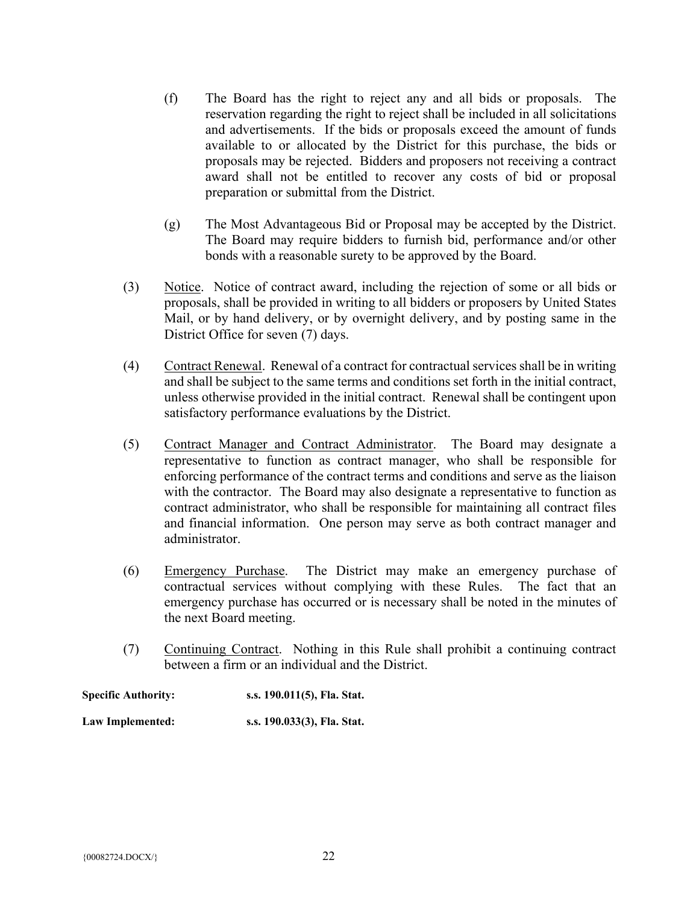(f) The Board has the right to reject any and all bids or proposals. The reservation regarding the right to reject shall be included in all solicitations and advertisements. If the bids or proposals exceed the amount of funds available to or allocated by the District for this purchase, the bids or proposals may be rejected. Bidders and proposers not receiving a contract award shall not be entitled to recover any costs of bid or proposal preparation or submittal from the District.

(g) The Most Advantageous Bid or Proposal may be accepted by the District. The Board may require bidders to furnish bid, performance and/or other bonds with a reasonable surety to be approved by the Board.

(3) Notice. Notice of contract award, including the rejection of some or all bids or proposals, shall be provided in writing to all bidders or proposers by United States Mail, or by hand delivery, or by overnight delivery, and by posting same in the District Office for seven (7) days.

(4) Contract Renewal. Renewal of a contract for contractual services shall be in writing and shall be subject to the same terms and conditions set forth in the initial contract, unless otherwise provided in the initial contract. Renewal shall be contingent upon satisfactory performance evaluations by the District.

(5) Contract Manager and Contract Administrator. The Board may designate a representative to function as contract manager, who shall be responsible for enforcing performance of the contract terms and conditions and serve as the liaison with the contractor. The Board may also designate a representative to function as contract administrator, who shall be responsible for maintaining all contract files and financial information. One person may serve as both contract manager and administrator.

(6) Emergency Purchase. The District may make an emergency purchase of contractual services without complying with these Rules. The fact that an emergency purchase has occurred or is necessary shall be noted in the minutes of the next Board meeting.

(7) Continuing Contract. Nothing in this Rule shall prohibit a continuing contract between a firm or an individual and the District.

**Specific Authority:** **s.s. 190.011(5), Fla. Stat.**

**Law Implemented:** **s.s. 190.033(3), Fla. Stat.**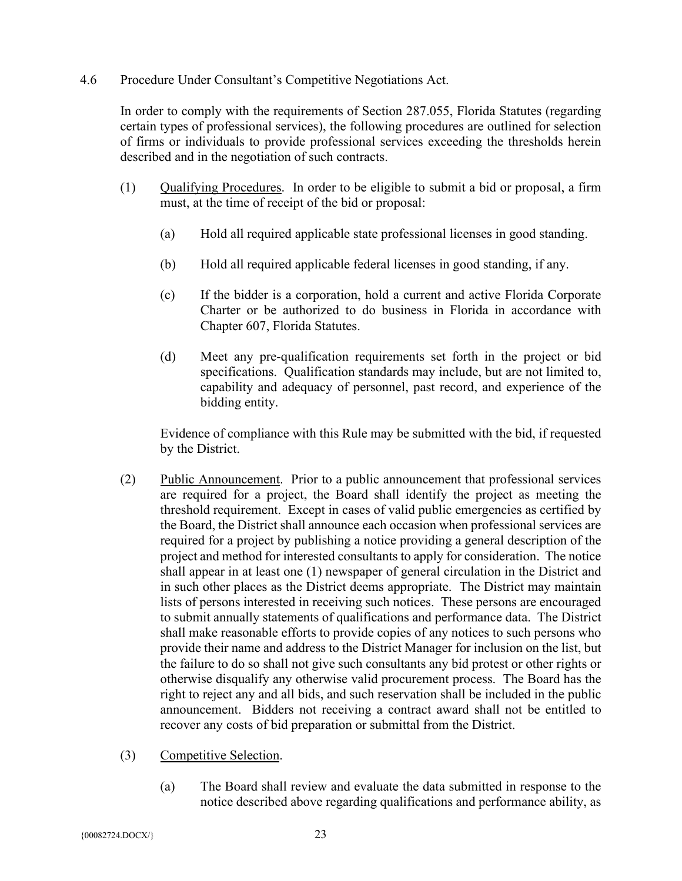4.6 Procedure Under Consultant's Competitive Negotiations Act.

In order to comply with the requirements of Section 287.055, Florida Statutes (regarding certain types of professional services), the following procedures are outlined for selection of firms or individuals to provide professional services exceeding the thresholds herein described and in the negotiation of such contracts.

(1) Qualifying Procedures. In order to be eligible to submit a bid or proposal, a firm must, at the time of receipt of the bid or proposal:

(a) Hold all required applicable state professional licenses in good standing.

(b) Hold all required applicable federal licenses in good standing, if any.

(c) If the bidder is a corporation, hold a current and active Florida Corporate Charter or be authorized to do business in Florida in accordance with Chapter 607, Florida Statutes.

(d) Meet any pre-qualification requirements set forth in the project or bid specifications. Qualification standards may include, but are not limited to, capability and adequacy of personnel, past record, and experience of the bidding entity.

Evidence of compliance with this Rule may be submitted with the bid, if requested by the District.

(2) Public Announcement. Prior to a public announcement that professional services are required for a project, the Board shall identify the project as meeting the threshold requirement. Except in cases of valid public emergencies as certified by the Board, the District shall announce each occasion when professional services are required for a project by publishing a notice providing a general description of the project and method for interested consultants to apply for consideration. The notice shall appear in at least one (1) newspaper of general circulation in the District and in such other places as the District deems appropriate. The District may maintain lists of persons interested in receiving such notices. These persons are encouraged to submit annually statements of qualifications and performance data. The District shall make reasonable efforts to provide copies of any notices to such persons who provide their name and address to the District Manager for inclusion on the list, but the failure to do so shall not give such consultants any bid protest or other rights or otherwise disqualify any otherwise valid procurement process. The Board has the right to reject any and all bids, and such reservation shall be included in the public announcement. Bidders not receiving a contract award shall not be entitled to recover any costs of bid preparation or submittal from the District.

(3) Competitive Selection.

(a) The Board shall review and evaluate the data submitted in response to the notice described above regarding qualifications and performance ability, as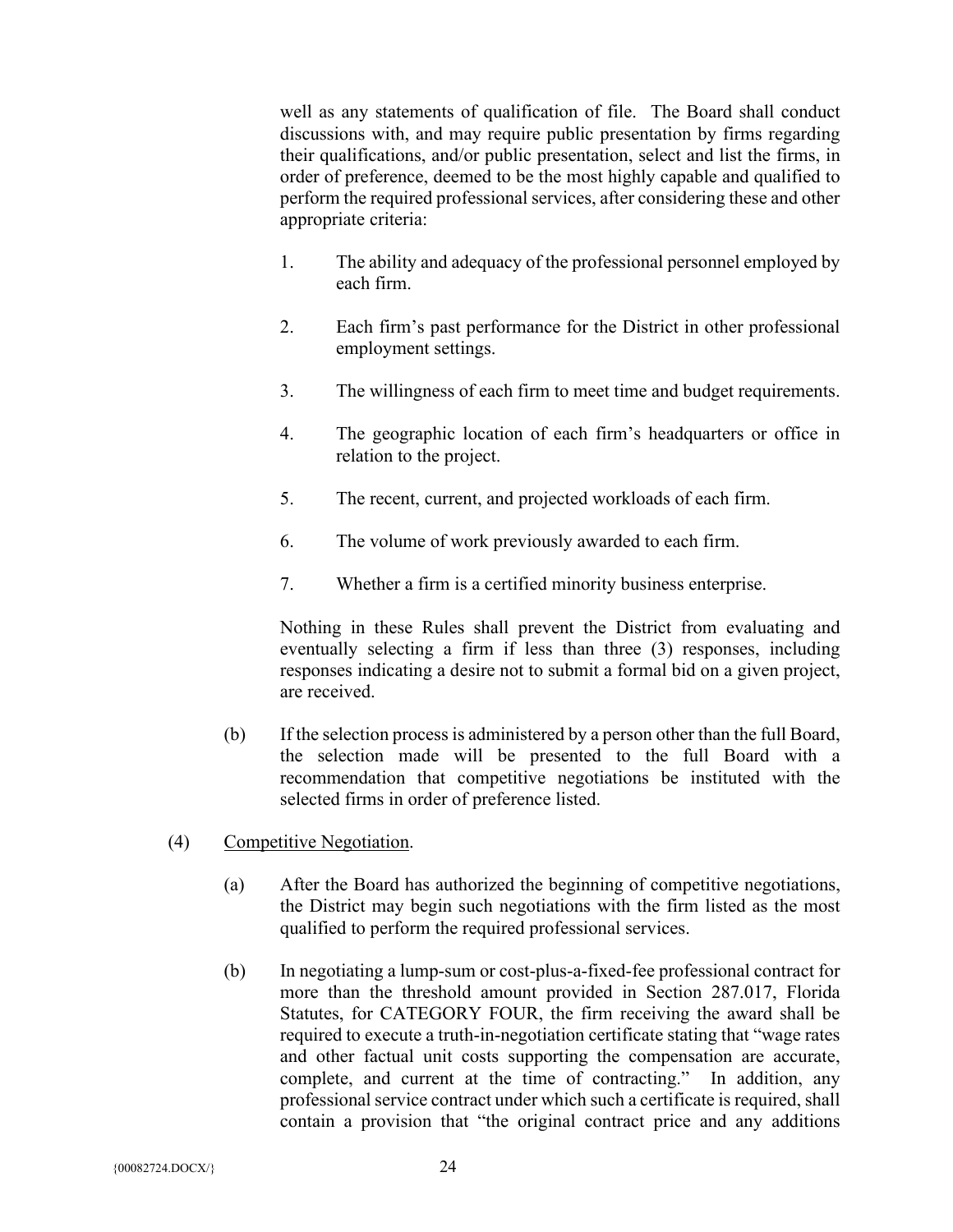well as any statements of qualification of file. The Board shall conduct discussions with, and may require public presentation by firms regarding their qualifications, and/or public presentation, select and list the firms, in order of preference, deemed to be the most highly capable and qualified to perform the required professional services, after considering these and other appropriate criteria:

1. The ability and adequacy of the professional personnel employed by each firm.

2. Each firm's past performance for the District in other professional employment settings.

3. The willingness of each firm to meet time and budget requirements.

4. The geographic location of each firm's headquarters or office in relation to the project.

5. The recent, current, and projected workloads of each firm.

6. The volume of work previously awarded to each firm.

7. Whether a firm is a certified minority business enterprise.

Nothing in these Rules shall prevent the District from evaluating and eventually selecting a firm if less than three (3) responses, including responses indicating a desire not to submit a formal bid on a given project, are received.

(b) If the selection process is administered by a person other than the full Board, the selection made will be presented to the full Board with a recommendation that competitive negotiations be instituted with the selected firms in order of preference listed.

(4) Competitive Negotiation.

(a) After the Board has authorized the beginning of competitive negotiations, the District may begin such negotiations with the firm listed as the most qualified to perform the required professional services.

(b) In negotiating a lump-sum or cost-plus-a-fixed-fee professional contract for more than the threshold amount provided in Section 287.017, Florida Statutes, for CATEGORY FOUR, the firm receiving the award shall be required to execute a truth-in-negotiation certificate stating that "wage rates and other factual unit costs supporting the compensation are accurate, complete, and current at the time of contracting." In addition, any professional service contract under which such a certificate is required, shall contain a provision that "the original contract price and any additions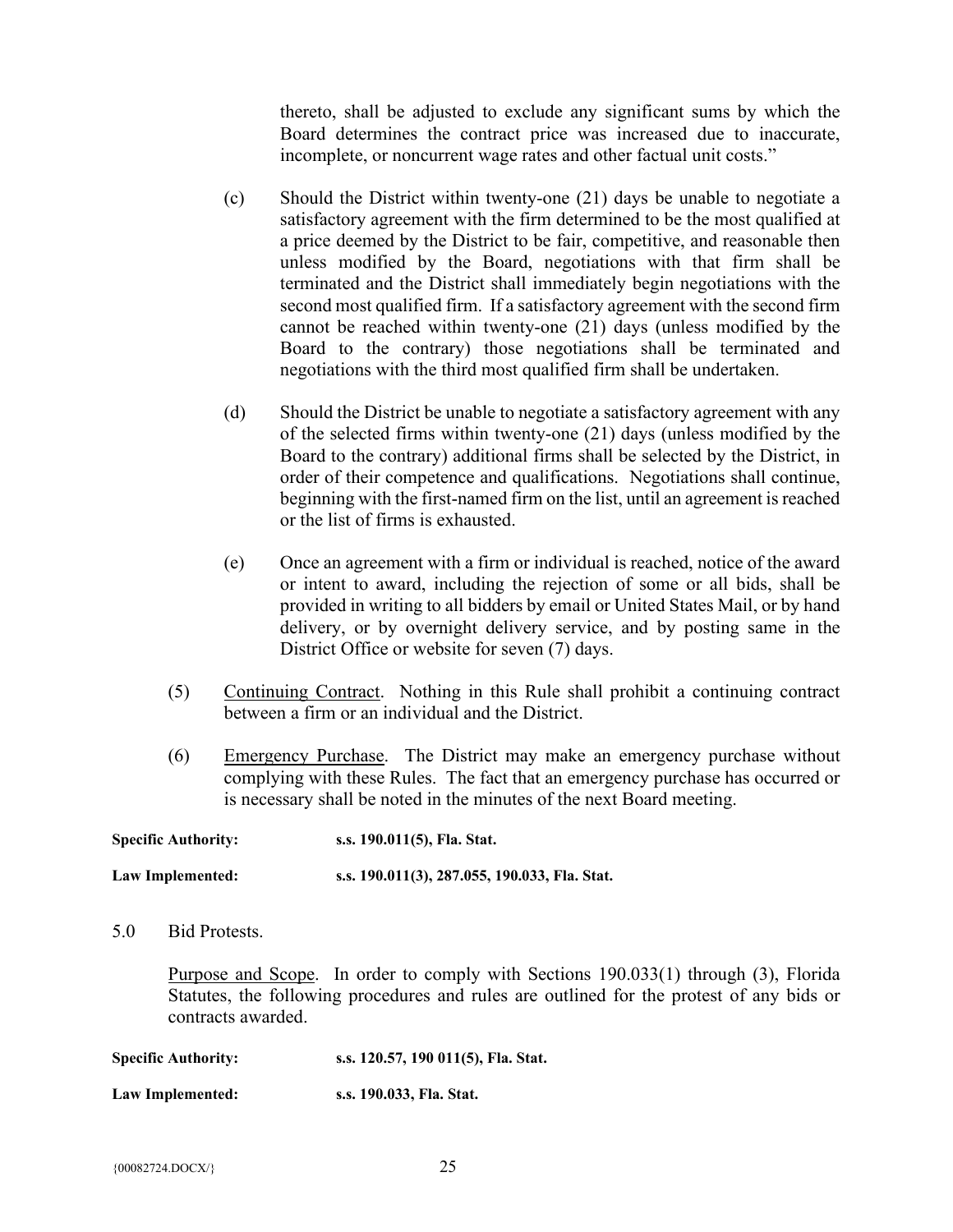thereto, shall be adjusted to exclude any significant sums by which the Board determines the contract price was increased due to inaccurate, incomplete, or noncurrent wage rates and other factual unit costs."

(c) Should the District within twenty-one (21) days be unable to negotiate a satisfactory agreement with the firm determined to be the most qualified at a price deemed by the District to be fair, competitive, and reasonable then unless modified by the Board, negotiations with that firm shall be terminated and the District shall immediately begin negotiations with the second most qualified firm. If a satisfactory agreement with the second firm cannot be reached within twenty-one (21) days (unless modified by the Board to the contrary) those negotiations shall be terminated and negotiations with the third most qualified firm shall be undertaken.

(d) Should the District be unable to negotiate a satisfactory agreement with any of the selected firms within twenty-one (21) days (unless modified by the Board to the contrary) additional firms shall be selected by the District, in order of their competence and qualifications. Negotiations shall continue, beginning with the first-named firm on the list, until an agreement is reached or the list of firms is exhausted.

(e) Once an agreement with a firm or individual is reached, notice of the award or intent to award, including the rejection of some or all bids, shall be provided in writing to all bidders by email or United States Mail, or by hand delivery, or by overnight delivery service, and by posting same in the District Office or website for seven (7) days.

(5) Continuing Contract. Nothing in this Rule shall prohibit a continuing contract between a firm or an individual and the District.

(6) Emergency Purchase. The District may make an emergency purchase without complying with these Rules. The fact that an emergency purchase has occurred or is necessary shall be noted in the minutes of the next Board meeting.

**Specific Authority:** **s.s. 190.011(5), Fla. Stat.**

**Law Implemented:** **s.s. 190.011(3), 287.055, 190.033, Fla. Stat.**

5.0 Bid Protests.

Purpose and Scope. In order to comply with Sections 190.033(1) through (3), Florida Statutes, the following procedures and rules are outlined for the protest of any bids or contracts awarded.

**Specific Authority:** **s.s. 120.57, 190 011(5), Fla. Stat.**

**Law Implemented:** **s.s. 190.033, Fla. Stat.**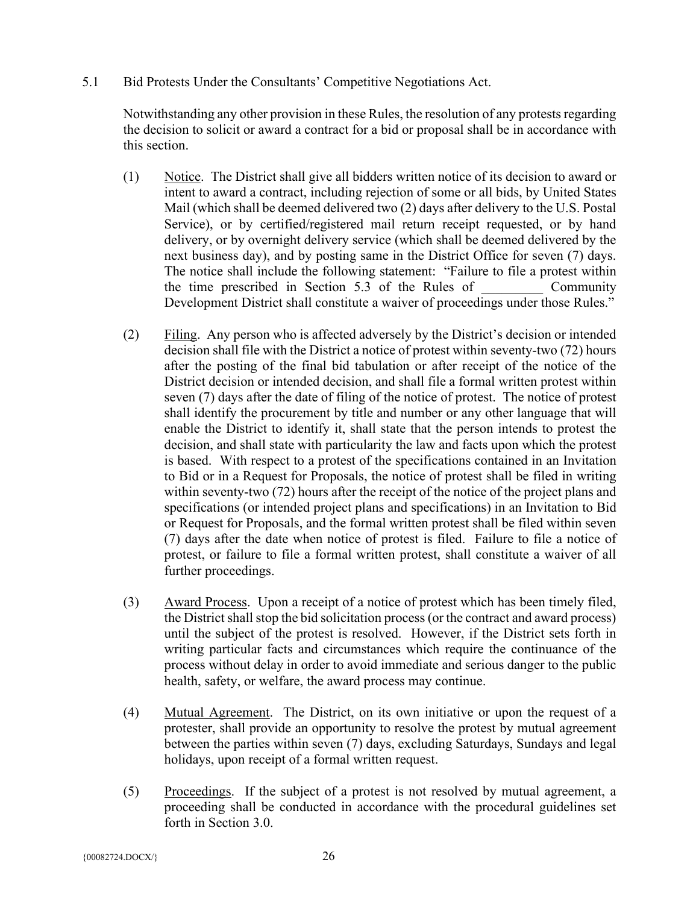## 5.1 Bid Protests Under the Consultants' Competitive Negotiations Act.

Notwithstanding any other provision in these Rules, the resolution of any protests regarding the decision to solicit or award a contract for a bid or proposal shall be in accordance with this section.

(1) Notice. The District shall give all bidders written notice of its decision to award or intent to award a contract, including rejection of some or all bids, by United States Mail (which shall be deemed delivered two (2) days after delivery to the U.S. Postal Service), or by certified/registered mail return receipt requested, or by hand delivery, or by overnight delivery service (which shall be deemed delivered by the next business day), and by posting same in the District Office for seven (7) days. The notice shall include the following statement: "Failure to file a protest within the time prescribed in Section 5.3 of the Rules of _________ Community Development District shall constitute a waiver of proceedings under those Rules."

(2) Filing. Any person who is affected adversely by the District's decision or intended decision shall file with the District a notice of protest within seventy-two (72) hours after the posting of the final bid tabulation or after receipt of the notice of the District decision or intended decision, and shall file a formal written protest within seven (7) days after the date of filing of the notice of protest. The notice of protest shall identify the procurement by title and number or any other language that will enable the District to identify it, shall state that the person intends to protest the decision, and shall state with particularity the law and facts upon which the protest is based. With respect to a protest of the specifications contained in an Invitation to Bid or in a Request for Proposals, the notice of protest shall be filed in writing within seventy-two (72) hours after the receipt of the notice of the project plans and specifications (or intended project plans and specifications) in an Invitation to Bid or Request for Proposals, and the formal written protest shall be filed within seven (7) days after the date when notice of protest is filed. Failure to file a notice of protest, or failure to file a formal written protest, shall constitute a waiver of all further proceedings.

(3) Award Process. Upon a receipt of a notice of protest which has been timely filed, the District shall stop the bid solicitation process (or the contract and award process) until the subject of the protest is resolved. However, if the District sets forth in writing particular facts and circumstances which require the continuance of the process without delay in order to avoid immediate and serious danger to the public health, safety, or welfare, the award process may continue.

(4) Mutual Agreement. The District, on its own initiative or upon the request of a protester, shall provide an opportunity to resolve the protest by mutual agreement between the parties within seven (7) days, excluding Saturdays, Sundays and legal holidays, upon receipt of a formal written request.

(5) Proceedings. If the subject of a protest is not resolved by mutual agreement, a proceeding shall be conducted in accordance with the procedural guidelines set forth in Section 3.0.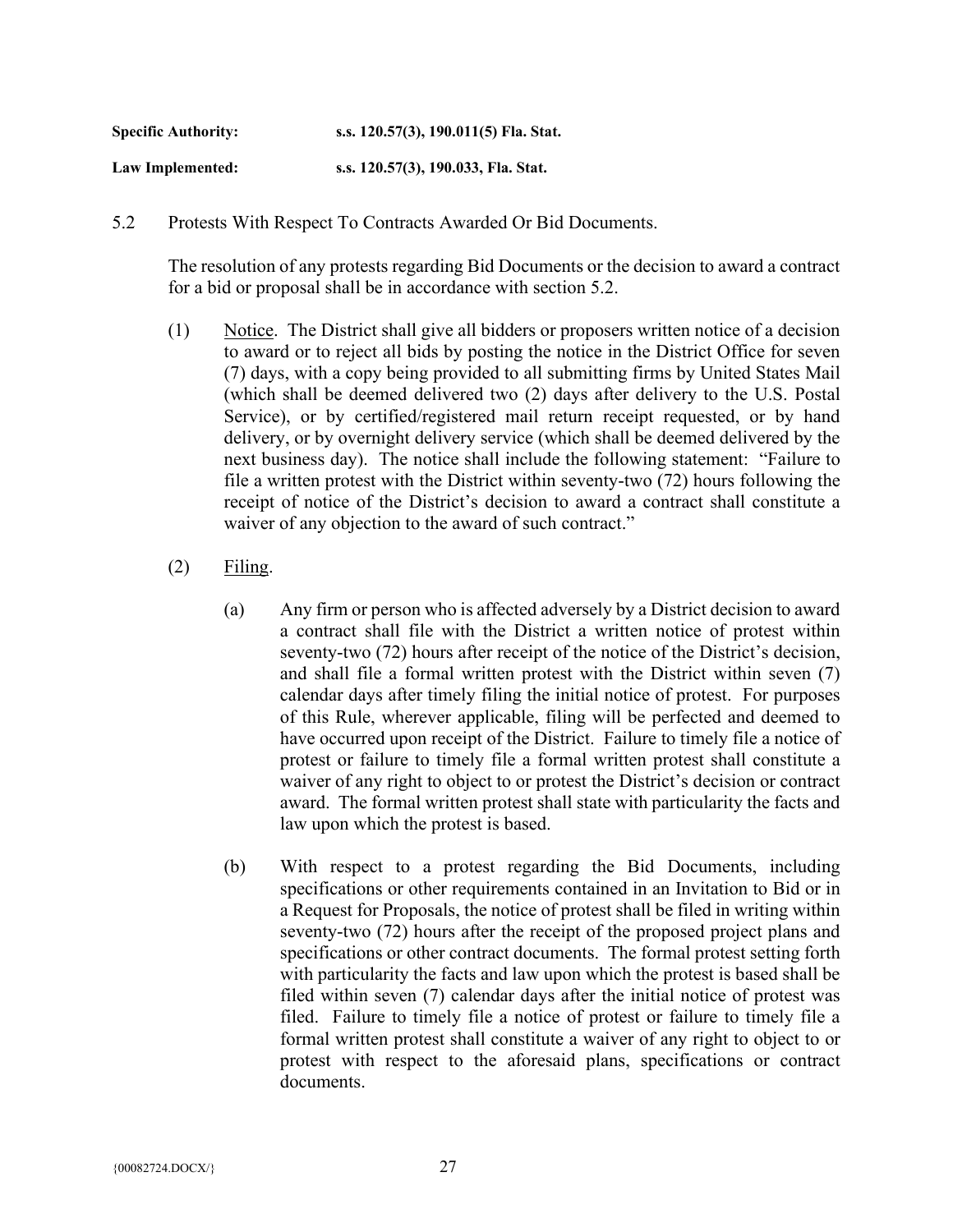**Specific Authority:** s.s. 120.57(3), 190.011(5) Fla. Stat.

**Law Implemented:** s.s. 120.57(3), 190.033, Fla. Stat.

5.2 Protests With Respect To Contracts Awarded Or Bid Documents.

The resolution of any protests regarding Bid Documents or the decision to award a contract for a bid or proposal shall be in accordance with section 5.2.

(1) Notice. The District shall give all bidders or proposers written notice of a decision to award or to reject all bids by posting the notice in the District Office for seven (7) days, with a copy being provided to all submitting firms by United States Mail (which shall be deemed delivered two (2) days after delivery to the U.S. Postal Service), or by certified/registered mail return receipt requested, or by hand delivery, or by overnight delivery service (which shall be deemed delivered by the next business day). The notice shall include the following statement: "Failure to file a written protest with the District within seventy-two (72) hours following the receipt of notice of the District's decision to award a contract shall constitute a waiver of any objection to the award of such contract."

(2) Filing.

(a) Any firm or person who is affected adversely by a District decision to award a contract shall file with the District a written notice of protest within seventy-two (72) hours after receipt of the notice of the District's decision, and shall file a formal written protest with the District within seven (7) calendar days after timely filing the initial notice of protest. For purposes of this Rule, wherever applicable, filing will be perfected and deemed to have occurred upon receipt of the District. Failure to timely file a notice of protest or failure to timely file a formal written protest shall constitute a waiver of any right to object to or protest the District's decision or contract award. The formal written protest shall state with particularity the facts and law upon which the protest is based.

(b) With respect to a protest regarding the Bid Documents, including specifications or other requirements contained in an Invitation to Bid or in a Request for Proposals, the notice of protest shall be filed in writing within seventy-two (72) hours after the receipt of the proposed project plans and specifications or other contract documents. The formal protest setting forth with particularity the facts and law upon which the protest is based shall be filed within seven (7) calendar days after the initial notice of protest was filed. Failure to timely file a notice of protest or failure to timely file a formal written protest shall constitute a waiver of any right to object to or protest with respect to the aforesaid plans, specifications or contract documents.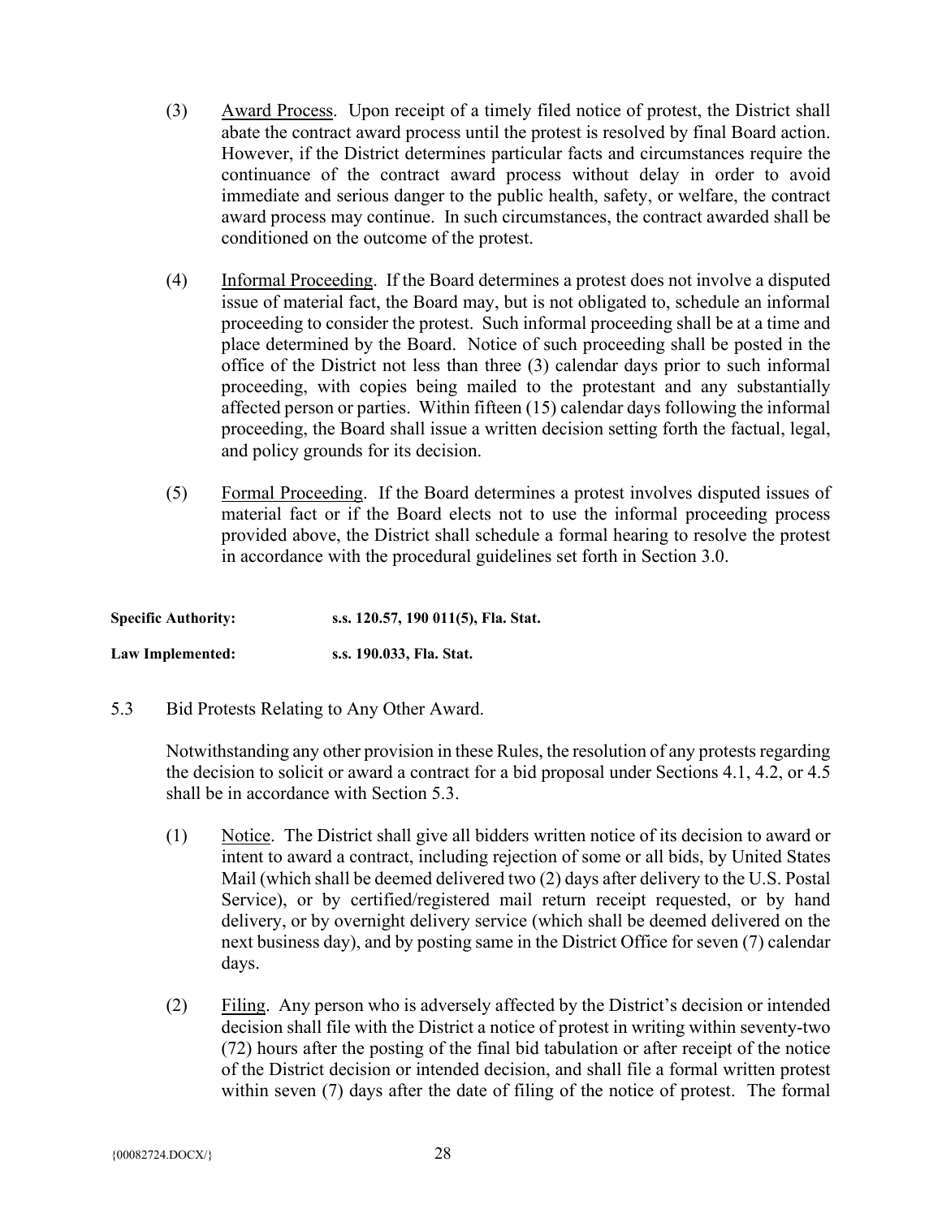(3) Award Process. Upon receipt of a timely filed notice of protest, the District shall abate the contract award process until the protest is resolved by final Board action. However, if the District determines particular facts and circumstances require the continuance of the contract award process without delay in order to avoid immediate and serious danger to the public health, safety, or welfare, the contract award process may continue. In such circumstances, the contract awarded shall be conditioned on the outcome of the protest.

(4) Informal Proceeding. If the Board determines a protest does not involve a disputed issue of material fact, the Board may, but is not obligated to, schedule an informal proceeding to consider the protest. Such informal proceeding shall be at a time and place determined by the Board. Notice of such proceeding shall be posted in the office of the District not less than three (3) calendar days prior to such informal proceeding, with copies being mailed to the protestant and any substantially affected person or parties. Within fifteen (15) calendar days following the informal proceeding, the Board shall issue a written decision setting forth the factual, legal, and policy grounds for its decision.

(5) Formal Proceeding. If the Board determines a protest involves disputed issues of material fact or if the Board elects not to use the informal proceeding process provided above, the District shall schedule a formal hearing to resolve the protest in accordance with the procedural guidelines set forth in Section 3.0.

**Specific Authority:** **s.s. 120.57, 190 011(5), Fla. Stat.**

**Law Implemented:** **s.s. 190.033, Fla. Stat.**

5.3 Bid Protests Relating to Any Other Award.

Notwithstanding any other provision in these Rules, the resolution of any protests regarding the decision to solicit or award a contract for a bid proposal under Sections 4.1, 4.2, or 4.5 shall be in accordance with Section 5.3.

(1) Notice. The District shall give all bidders written notice of its decision to award or intent to award a contract, including rejection of some or all bids, by United States Mail (which shall be deemed delivered two (2) days after delivery to the U.S. Postal Service), or by certified/registered mail return receipt requested, or by hand delivery, or by overnight delivery service (which shall be deemed delivered on the next business day), and by posting same in the District Office for seven (7) calendar days.

(2) Filing. Any person who is adversely affected by the District's decision or intended decision shall file with the District a notice of protest in writing within seventy-two (72) hours after the posting of the final bid tabulation or after receipt of the notice of the District decision or intended decision, and shall file a formal written protest within seven (7) days after the date of filing of the notice of protest. The formal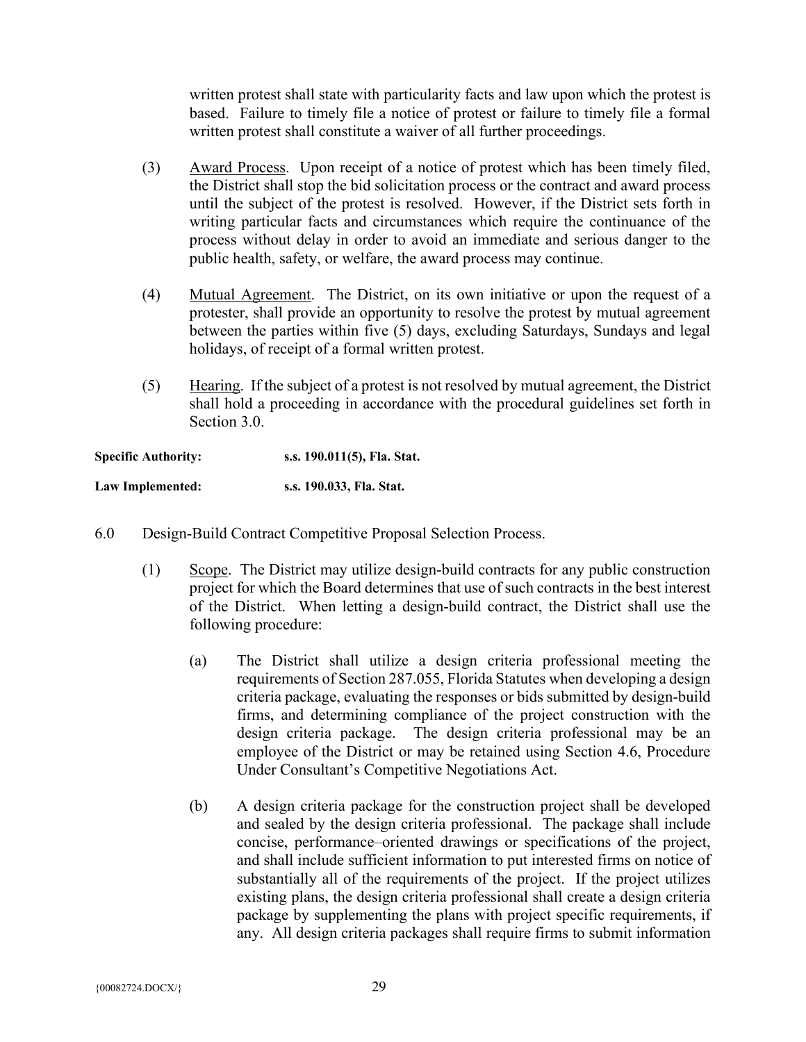written protest shall state with particularity facts and law upon which the protest is based. Failure to timely file a notice of protest or failure to timely file a formal written protest shall constitute a waiver of all further proceedings.

(3) Award Process. Upon receipt of a notice of protest which has been timely filed, the District shall stop the bid solicitation process or the contract and award process until the subject of the protest is resolved. However, if the District sets forth in writing particular facts and circumstances which require the continuance of the process without delay in order to avoid an immediate and serious danger to the public health, safety, or welfare, the award process may continue.

(4) Mutual Agreement. The District, on its own initiative or upon the request of a protester, shall provide an opportunity to resolve the protest by mutual agreement between the parties within five (5) days, excluding Saturdays, Sundays and legal holidays, of receipt of a formal written protest.

(5) Hearing. If the subject of a protest is not resolved by mutual agreement, the District shall hold a proceeding in accordance with the procedural guidelines set forth in Section 3.0.

**Specific Authority:** **s.s. 190.011(5), Fla. Stat.**

**Law Implemented:** **s.s. 190.033, Fla. Stat.**

6.0 Design-Build Contract Competitive Proposal Selection Process.

(1) Scope. The District may utilize design-build contracts for any public construction project for which the Board determines that use of such contracts in the best interest of the District. When letting a design-build contract, the District shall use the following procedure:

(a) The District shall utilize a design criteria professional meeting the requirements of Section 287.055, Florida Statutes when developing a design criteria package, evaluating the responses or bids submitted by design-build firms, and determining compliance of the project construction with the design criteria package. The design criteria professional may be an employee of the District or may be retained using Section 4.6, Procedure Under Consultant's Competitive Negotiations Act.

(b) A design criteria package for the construction project shall be developed and sealed by the design criteria professional. The package shall include concise, performance–oriented drawings or specifications of the project, and shall include sufficient information to put interested firms on notice of substantially all of the requirements of the project. If the project utilizes existing plans, the design criteria professional shall create a design criteria package by supplementing the plans with project specific requirements, if any. All design criteria packages shall require firms to submit information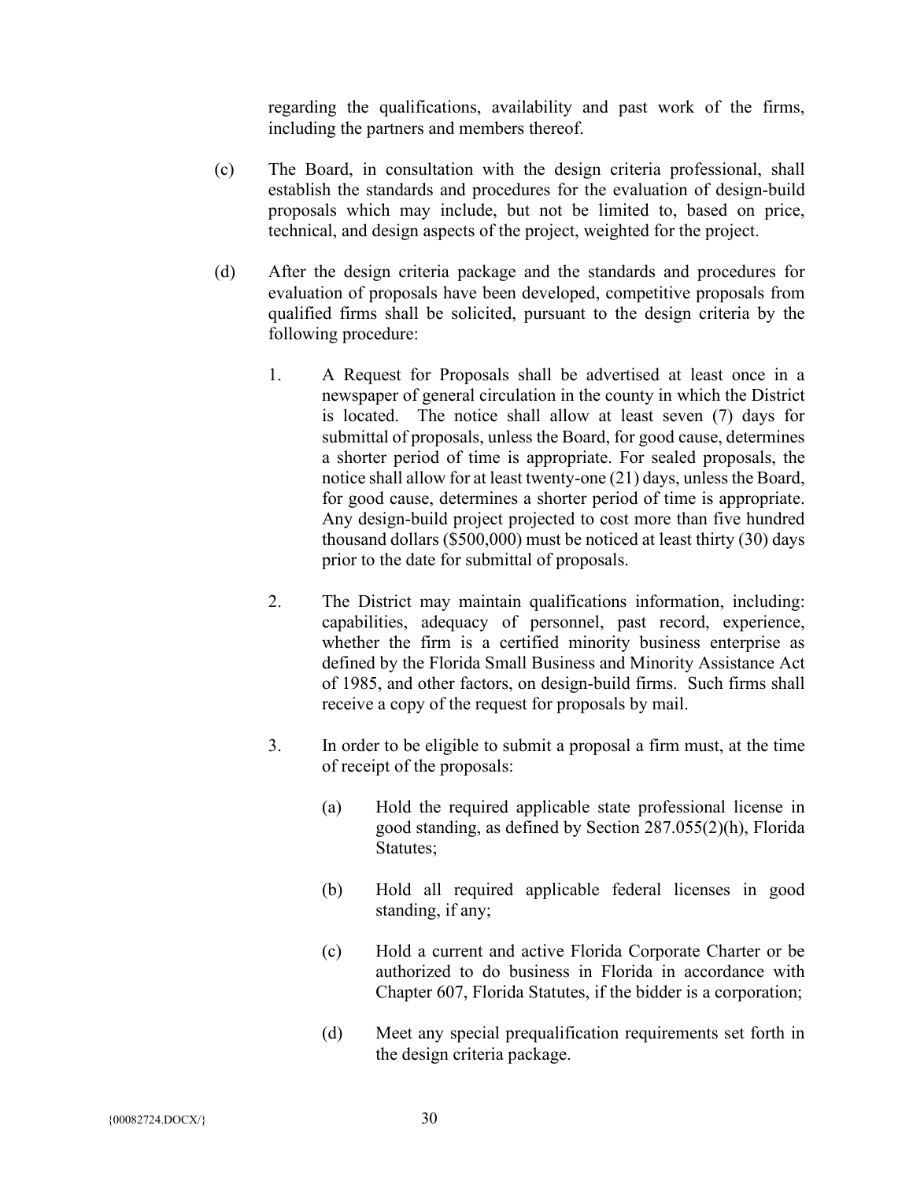regarding the qualifications, availability and past work of the firms, including the partners and members thereof.

(c) The Board, in consultation with the design criteria professional, shall establish the standards and procedures for the evaluation of design-build proposals which may include, but not be limited to, based on price, technical, and design aspects of the project, weighted for the project.

(d) After the design criteria package and the standards and procedures for evaluation of proposals have been developed, competitive proposals from qualified firms shall be solicited, pursuant to the design criteria by the following procedure:

1. A Request for Proposals shall be advertised at least once in a newspaper of general circulation in the county in which the District is located. The notice shall allow at least seven (7) days for submittal of proposals, unless the Board, for good cause, determines a shorter period of time is appropriate. For sealed proposals, the notice shall allow for at least twenty-one (21) days, unless the Board, for good cause, determines a shorter period of time is appropriate. Any design-build project projected to cost more than five hundred thousand dollars ($500,000) must be noticed at least thirty (30) days prior to the date for submittal of proposals.

2. The District may maintain qualifications information, including: capabilities, adequacy of personnel, past record, experience, whether the firm is a certified minority business enterprise as defined by the Florida Small Business and Minority Assistance Act of 1985, and other factors, on design-build firms. Such firms shall receive a copy of the request for proposals by mail.

3. In order to be eligible to submit a proposal a firm must, at the time of receipt of the proposals:

   (a) Hold the required applicable state professional license in good standing, as defined by Section 287.055(2)(h), Florida Statutes;

   (b) Hold all required applicable federal licenses in good standing, if any;

   (c) Hold a current and active Florida Corporate Charter or be authorized to do business in Florida in accordance with Chapter 607, Florida Statutes, if the bidder is a corporation;

   (d) Meet any special prequalification requirements set forth in the design criteria package.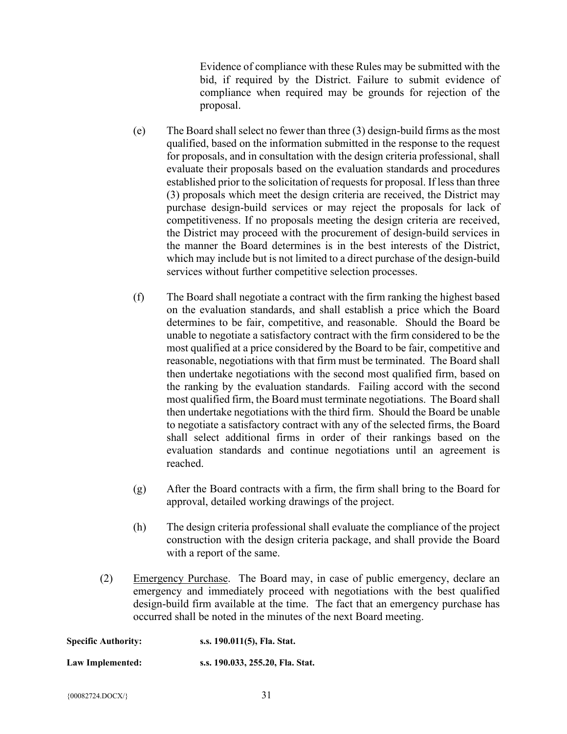Evidence of compliance with these Rules may be submitted with the bid, if required by the District. Failure to submit evidence of compliance when required may be grounds for rejection of the proposal.

(e) The Board shall select no fewer than three (3) design-build firms as the most qualified, based on the information submitted in the response to the request for proposals, and in consultation with the design criteria professional, shall evaluate their proposals based on the evaluation standards and procedures established prior to the solicitation of requests for proposal. If less than three (3) proposals which meet the design criteria are received, the District may purchase design-build services or may reject the proposals for lack of competitiveness. If no proposals meeting the design criteria are received, the District may proceed with the procurement of design-build services in the manner the Board determines is in the best interests of the District, which may include but is not limited to a direct purchase of the design-build services without further competitive selection processes.

(f) The Board shall negotiate a contract with the firm ranking the highest based on the evaluation standards, and shall establish a price which the Board determines to be fair, competitive, and reasonable. Should the Board be unable to negotiate a satisfactory contract with the firm considered to be the most qualified at a price considered by the Board to be fair, competitive and reasonable, negotiations with that firm must be terminated. The Board shall then undertake negotiations with the second most qualified firm, based on the ranking by the evaluation standards. Failing accord with the second most qualified firm, the Board must terminate negotiations. The Board shall then undertake negotiations with the third firm. Should the Board be unable to negotiate a satisfactory contract with any of the selected firms, the Board shall select additional firms in order of their rankings based on the evaluation standards and continue negotiations until an agreement is reached.

(g) After the Board contracts with a firm, the firm shall bring to the Board for approval, detailed working drawings of the project.

(h) The design criteria professional shall evaluate the compliance of the project construction with the design criteria package, and shall provide the Board with a report of the same.

(2) Emergency Purchase. The Board may, in case of public emergency, declare an emergency and immediately proceed with negotiations with the best qualified design-build firm available at the time. The fact that an emergency purchase has occurred shall be noted in the minutes of the next Board meeting.

**Specific Authority:** **s.s. 190.011(5), Fla. Stat.**

**Law Implemented:** **s.s. 190.033, 255.20, Fla. Stat.**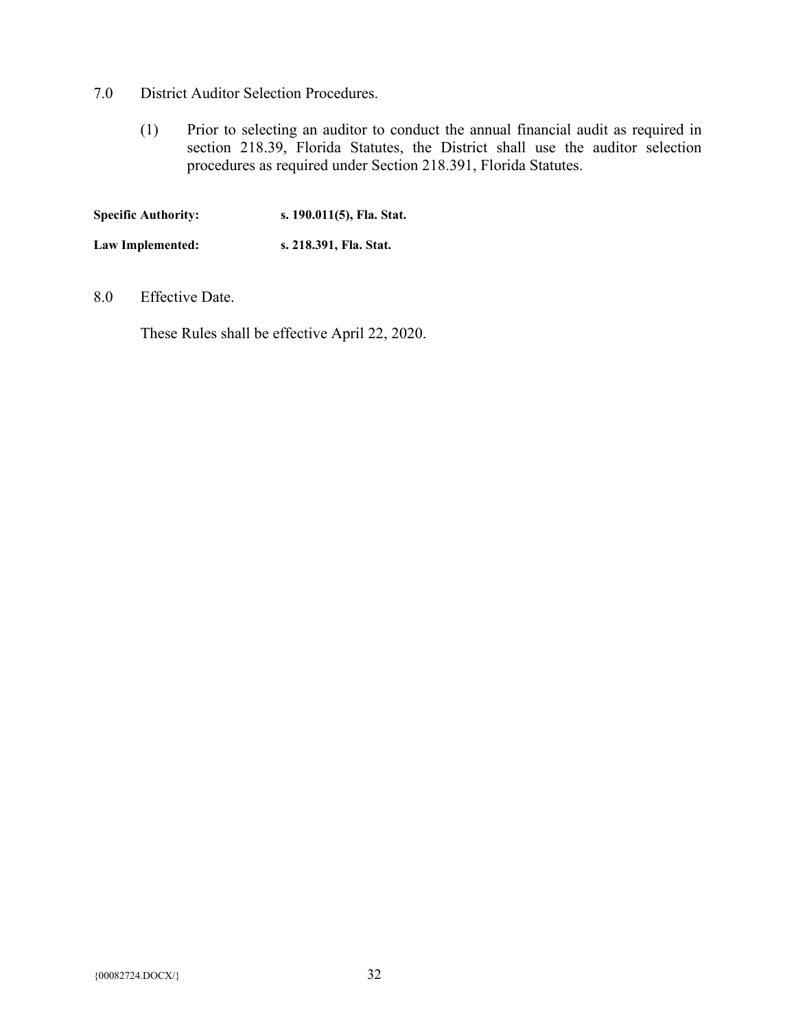## 7.0 District Auditor Selection Procedures.

(1) Prior to selecting an auditor to conduct the annual financial audit as required in section 218.39, Florida Statutes, the District shall use the auditor selection procedures as required under Section 218.391, Florida Statutes.

**Specific Authority:** **s. 190.011(5), Fla. Stat.**

**Law Implemented:** **s. 218.391, Fla. Stat.**

## 8.0 Effective Date.

These Rules shall be effective April 22, 2020.